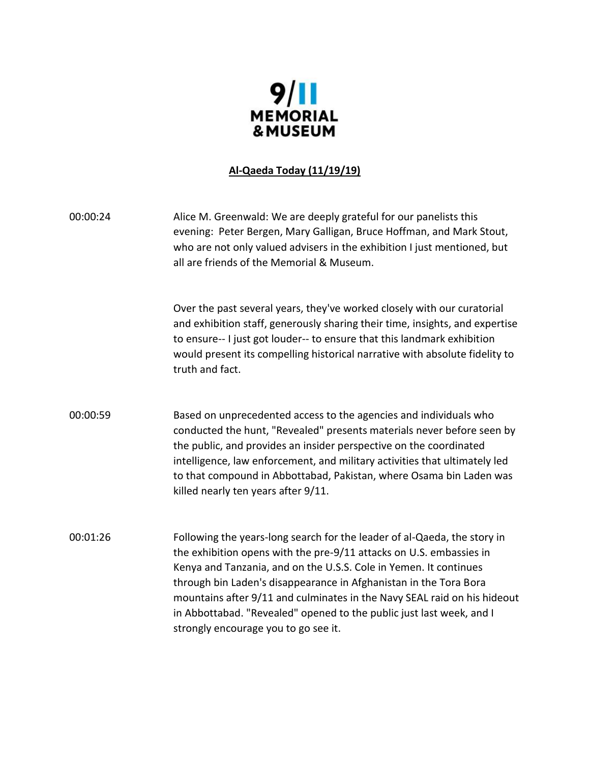**9/11 MEMORIAL & MUSEUM**

**Al-Qaeda Today (11/19/19)**

00:00:24 Alice M. Greenwald: We are deeply grateful for our panelists this evening: Peter Bergen, Mary Galligan, Bruce Hoffman, and Mark Stout, who are not only valued advisers in the exhibition I just mentioned, but all are friends of the Memorial & Museum.

Over the past several years, they've worked closely with our curatorial and exhibition staff, generously sharing their time, insights, and expertise to ensure-- I just got louder-- to ensure that this landmark exhibition would present its compelling historical narrative with absolute fidelity to truth and fact.

00:00:59 Based on unprecedented access to the agencies and individuals who conducted the hunt, "Revealed" presents materials never before seen by the public, and provides an insider perspective on the coordinated intelligence, law enforcement, and military activities that ultimately led to that compound in Abbottabad, Pakistan, where Osama bin Laden was killed nearly ten years after 9/11.

00:01:26 Following the years-long search for the leader of al-Qaeda, the story in the exhibition opens with the pre-9/11 attacks on U.S. embassies in Kenya and Tanzania, and on the U.S.S. Cole in Yemen. It continues through bin Laden's disappearance in Afghanistan in the Tora Bora mountains after 9/11 and culminates in the Navy SEAL raid on his hideout in Abbottabad. "Revealed" opened to the public just last week, and I strongly encourage you to go see it.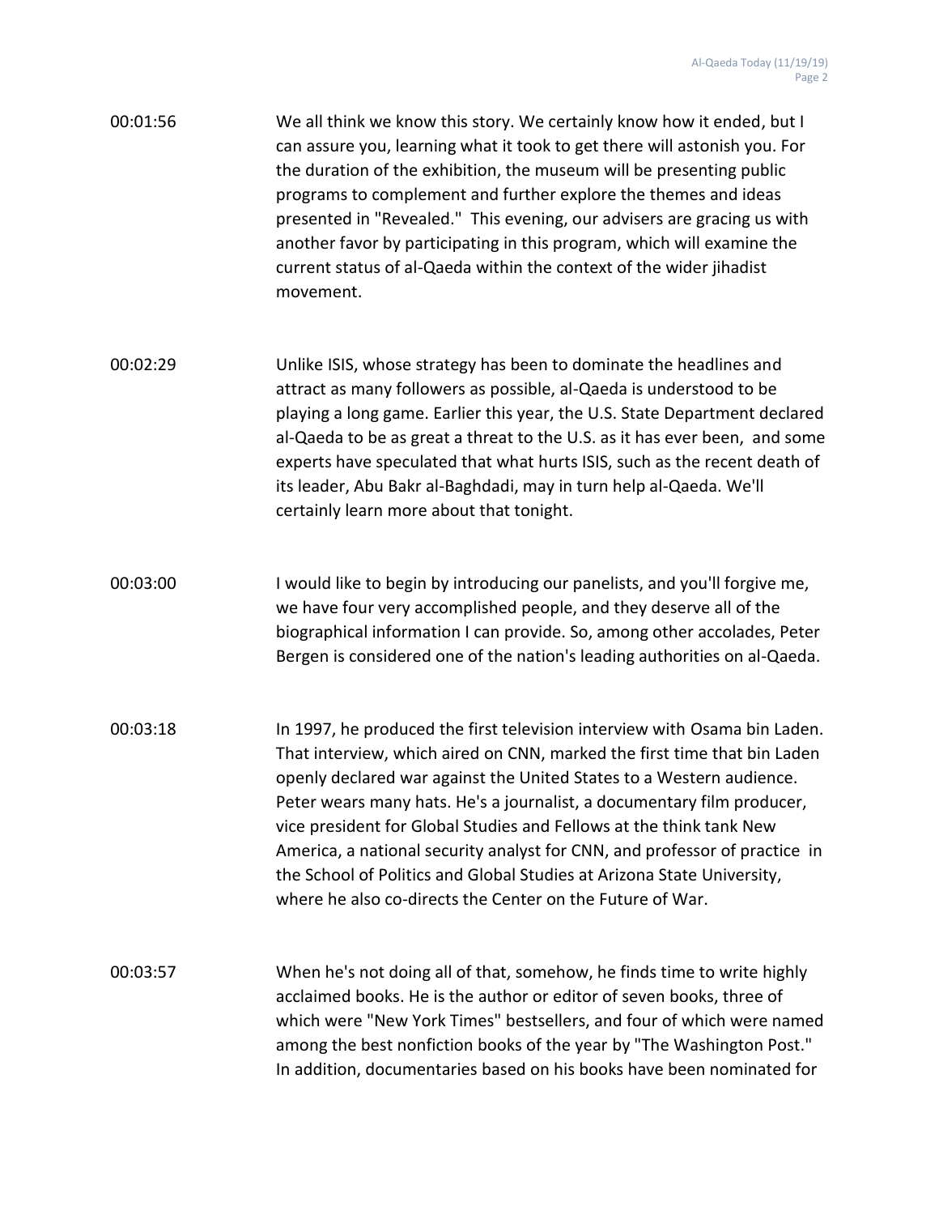00:01:56 We all think we know this story. We certainly know how it ended, but I can assure you, learning what it took to get there will astonish you. For the duration of the exhibition, the museum will be presenting public programs to complement and further explore the themes and ideas presented in "Revealed." This evening, our advisers are gracing us with another favor by participating in this program, which will examine the current status of al-Qaeda within the context of the wider jihadist movement.

00:02:29 Unlike ISIS, whose strategy has been to dominate the headlines and attract as many followers as possible, al-Qaeda is understood to be playing a long game. Earlier this year, the U.S. State Department declared al-Qaeda to be as great a threat to the U.S. as it has ever been, and some experts have speculated that what hurts ISIS, such as the recent death of its leader, Abu Bakr al-Baghdadi, may in turn help al-Qaeda. We'll certainly learn more about that tonight.

00:03:00 I would like to begin by introducing our panelists, and you'll forgive me, we have four very accomplished people, and they deserve all of the biographical information I can provide. So, among other accolades, Peter Bergen is considered one of the nation's leading authorities on al-Qaeda.

00:03:18 In 1997, he produced the first television interview with Osama bin Laden. That interview, which aired on CNN, marked the first time that bin Laden openly declared war against the United States to a Western audience. Peter wears many hats. He's a journalist, a documentary film producer, vice president for Global Studies and Fellows at the think tank New America, a national security analyst for CNN, and professor of practice in the School of Politics and Global Studies at Arizona State University, where he also co-directs the Center on the Future of War.

00:03:57 When he's not doing all of that, somehow, he finds time to write highly acclaimed books. He is the author or editor of seven books, three of which were "New York Times" bestsellers, and four of which were named among the best nonfiction books of the year by "The Washington Post." In addition, documentaries based on his books have been nominated for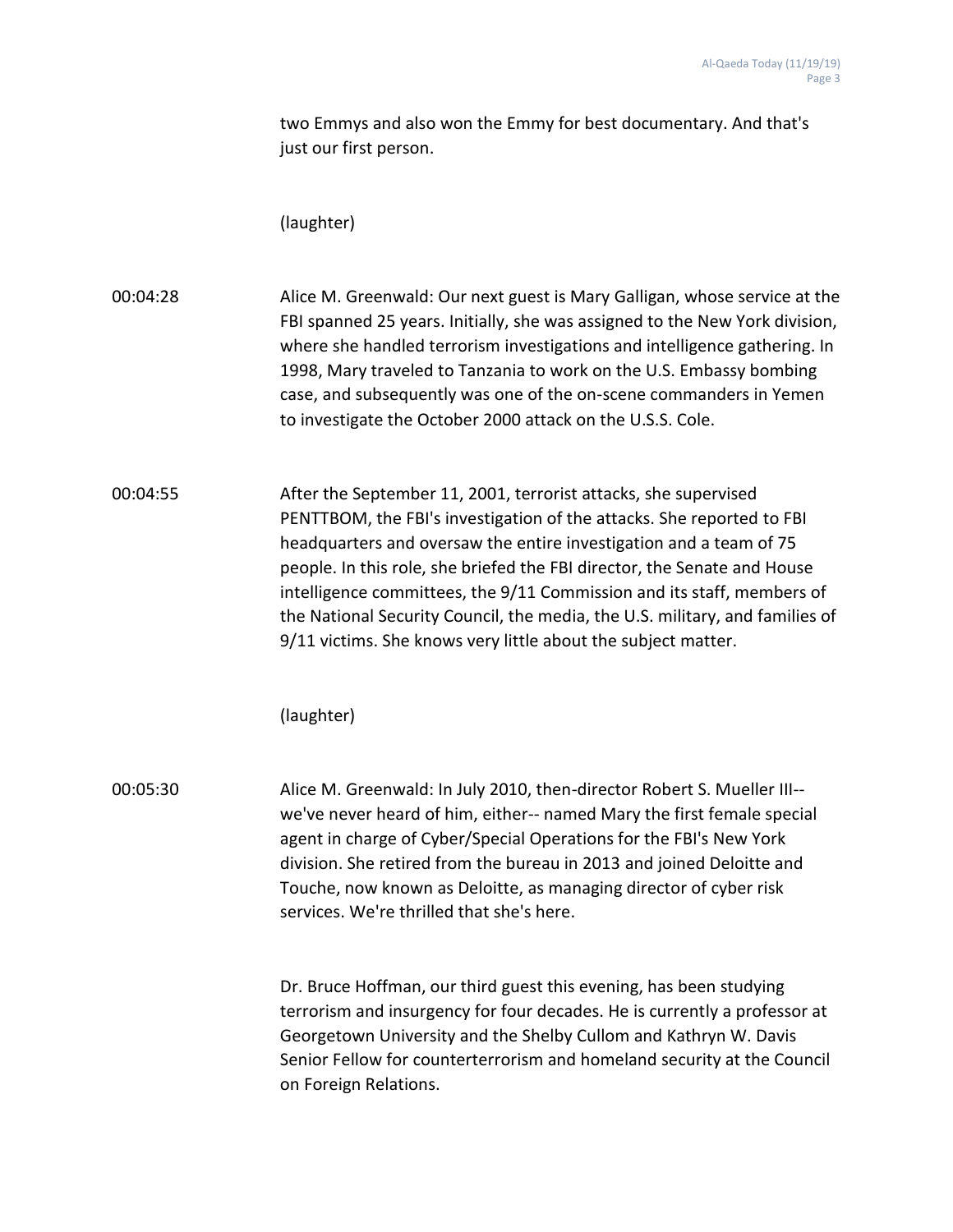two Emmys and also won the Emmy for best documentary. And that's just our first person.

(laughter)

00:04:28 Alice M. Greenwald: Our next guest is Mary Galligan, whose service at the FBI spanned 25 years. Initially, she was assigned to the New York division, where she handled terrorism investigations and intelligence gathering. In 1998, Mary traveled to Tanzania to work on the U.S. Embassy bombing case, and subsequently was one of the on-scene commanders in Yemen to investigate the October 2000 attack on the U.S.S. Cole.

00:04:55 After the September 11, 2001, terrorist attacks, she supervised PENTTBOM, the FBI's investigation of the attacks. She reported to FBI headquarters and oversaw the entire investigation and a team of 75 people. In this role, she briefed the FBI director, the Senate and House intelligence committees, the 9/11 Commission and its staff, members of the National Security Council, the media, the U.S. military, and families of 9/11 victims. She knows very little about the subject matter.

(laughter)

00:05:30 Alice M. Greenwald: In July 2010, then-director Robert S. Mueller III-- we've never heard of him, either-- named Mary the first female special agent in charge of Cyber/Special Operations for the FBI's New York division. She retired from the bureau in 2013 and joined Deloitte and Touche, now known as Deloitte, as managing director of cyber risk services. We're thrilled that she's here.

Dr. Bruce Hoffman, our third guest this evening, has been studying terrorism and insurgency for four decades. He is currently a professor at Georgetown University and the Shelby Cullom and Kathryn W. Davis Senior Fellow for counterterrorism and homeland security at the Council on Foreign Relations.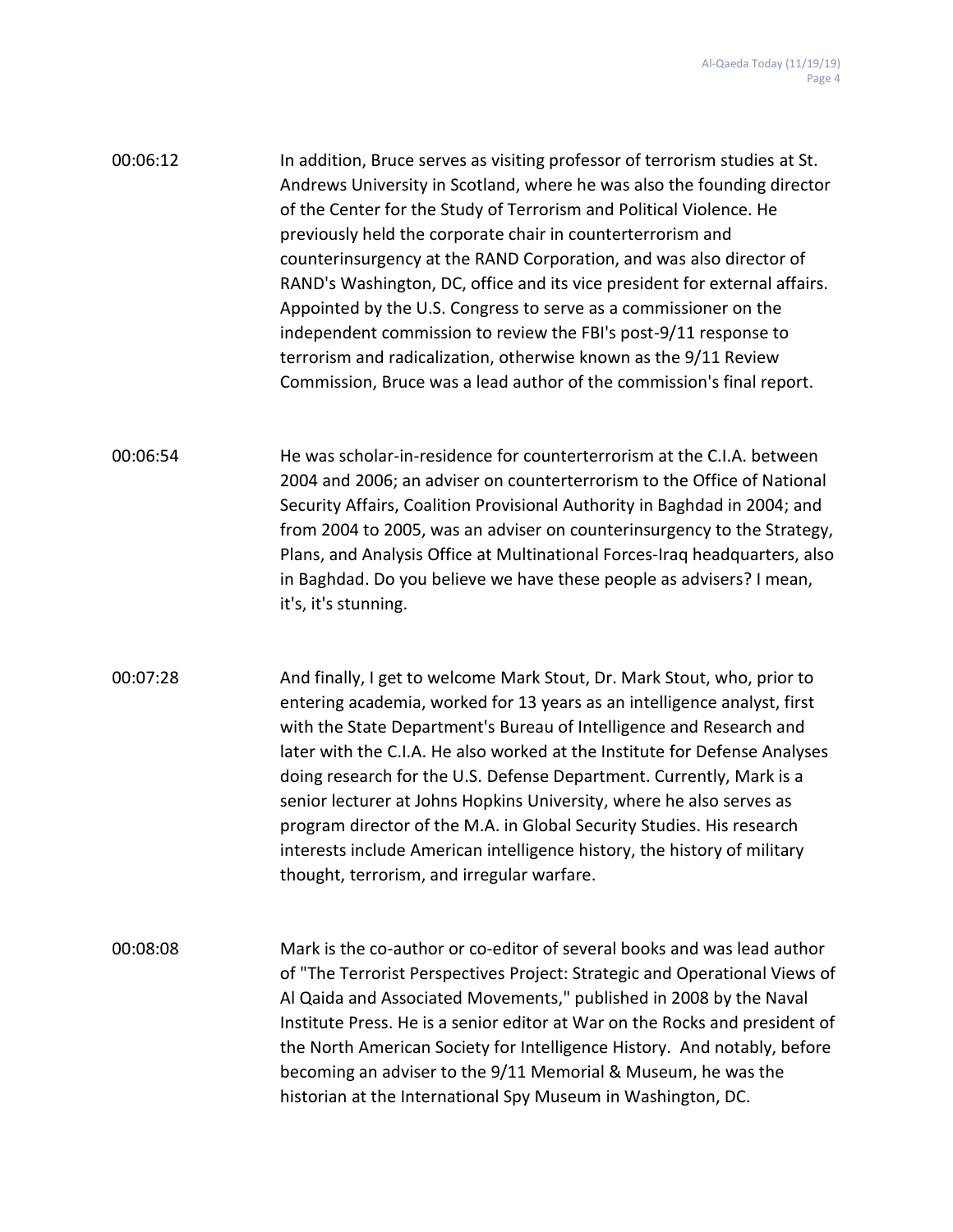00:06:12 In addition, Bruce serves as visiting professor of terrorism studies at St. Andrews University in Scotland, where he was also the founding director of the Center for the Study of Terrorism and Political Violence. He previously held the corporate chair in counterterrorism and counterinsurgency at the RAND Corporation, and was also director of RAND's Washington, DC, office and its vice president for external affairs. Appointed by the U.S. Congress to serve as a commissioner on the independent commission to review the FBI's post-9/11 response to terrorism and radicalization, otherwise known as the 9/11 Review Commission, Bruce was a lead author of the commission's final report.

00:06:54 He was scholar-in-residence for counterterrorism at the C.I.A. between 2004 and 2006; an adviser on counterterrorism to the Office of National Security Affairs, Coalition Provisional Authority in Baghdad in 2004; and from 2004 to 2005, was an adviser on counterinsurgency to the Strategy, Plans, and Analysis Office at Multinational Forces-Iraq headquarters, also in Baghdad. Do you believe we have these people as advisers? I mean, it's, it's stunning.

00:07:28 And finally, I get to welcome Mark Stout, Dr. Mark Stout, who, prior to entering academia, worked for 13 years as an intelligence analyst, first with the State Department's Bureau of Intelligence and Research and later with the C.I.A. He also worked at the Institute for Defense Analyses doing research for the U.S. Defense Department. Currently, Mark is a senior lecturer at Johns Hopkins University, where he also serves as program director of the M.A. in Global Security Studies. His research interests include American intelligence history, the history of military thought, terrorism, and irregular warfare.

00:08:08 Mark is the co-author or co-editor of several books and was lead author of "The Terrorist Perspectives Project: Strategic and Operational Views of Al Qaida and Associated Movements," published in 2008 by the Naval Institute Press. He is a senior editor at War on the Rocks and president of the North American Society for Intelligence History. And notably, before becoming an adviser to the 9/11 Memorial & Museum, he was the historian at the International Spy Museum in Washington, DC.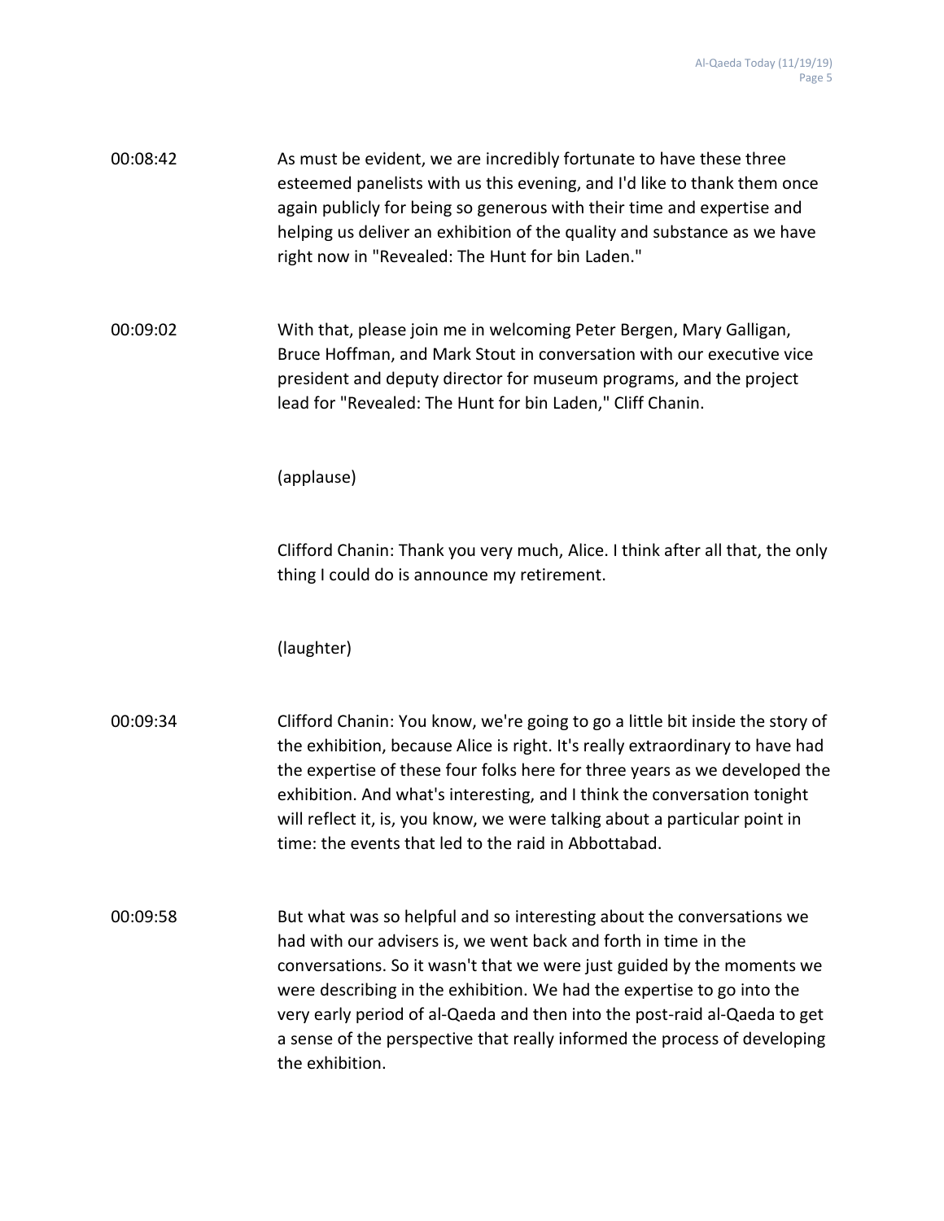00:08:42 As must be evident, we are incredibly fortunate to have these three esteemed panelists with us this evening, and I'd like to thank them once again publicly for being so generous with their time and expertise and helping us deliver an exhibition of the quality and substance as we have right now in "Revealed: The Hunt for bin Laden."

00:09:02 With that, please join me in welcoming Peter Bergen, Mary Galligan, Bruce Hoffman, and Mark Stout in conversation with our executive vice president and deputy director for museum programs, and the project lead for "Revealed: The Hunt for bin Laden," Cliff Chanin.

(applause)

Clifford Chanin: Thank you very much, Alice. I think after all that, the only thing I could do is announce my retirement.

(laughter)

00:09:34 Clifford Chanin: You know, we're going to go a little bit inside the story of the exhibition, because Alice is right. It's really extraordinary to have had the expertise of these four folks here for three years as we developed the exhibition. And what's interesting, and I think the conversation tonight will reflect it, is, you know, we were talking about a particular point in time: the events that led to the raid in Abbottabad.

00:09:58 But what was so helpful and so interesting about the conversations we had with our advisers is, we went back and forth in time in the conversations. So it wasn't that we were just guided by the moments we were describing in the exhibition. We had the expertise to go into the very early period of al-Qaeda and then into the post-raid al-Qaeda to get a sense of the perspective that really informed the process of developing the exhibition.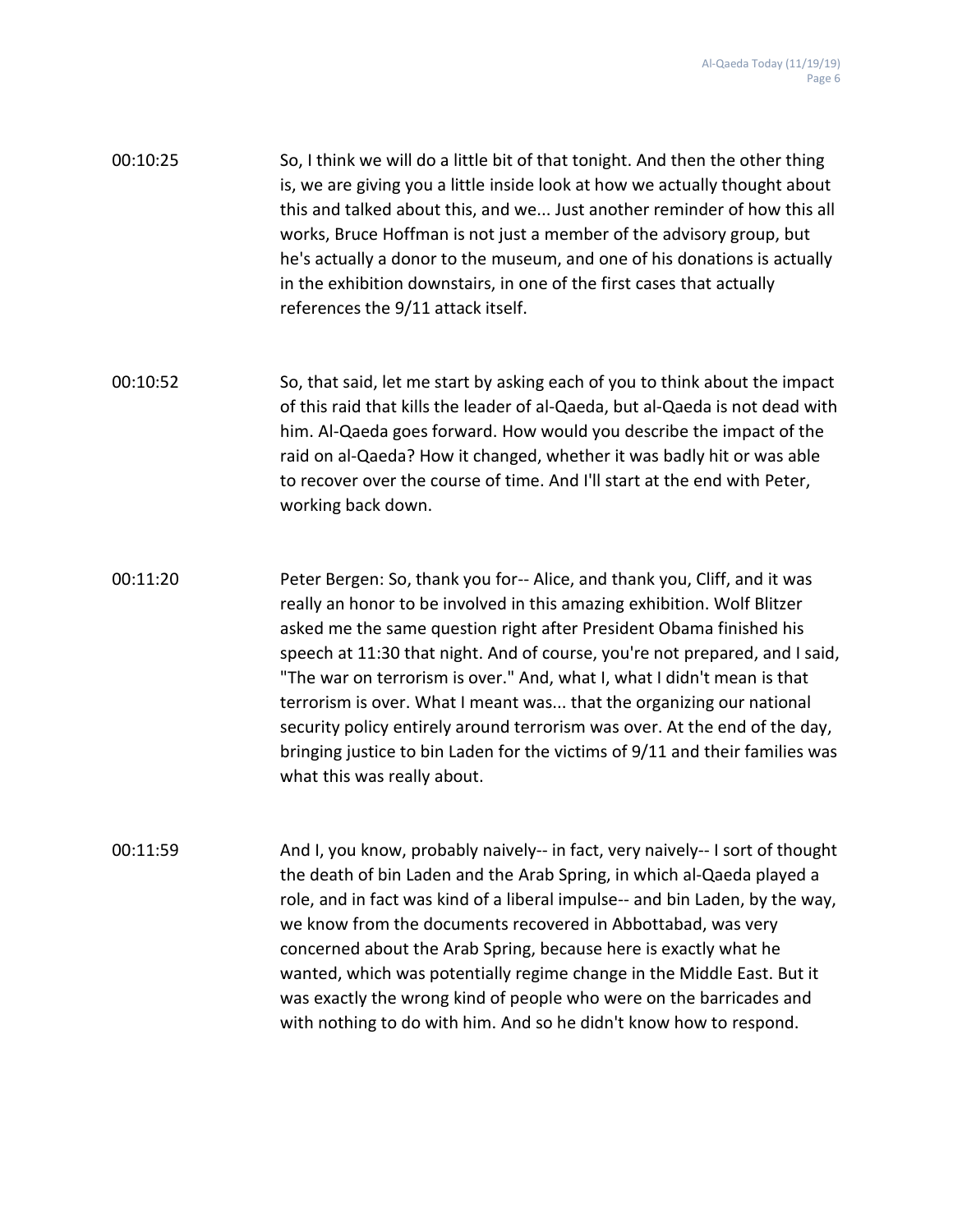00:10:25 So, I think we will do a little bit of that tonight. And then the other thing is, we are giving you a little inside look at how we actually thought about this and talked about this, and we... Just another reminder of how this all works, Bruce Hoffman is not just a member of the advisory group, but he's actually a donor to the museum, and one of his donations is actually in the exhibition downstairs, in one of the first cases that actually references the 9/11 attack itself.

00:10:52 So, that said, let me start by asking each of you to think about the impact of this raid that kills the leader of al-Qaeda, but al-Qaeda is not dead with him. Al-Qaeda goes forward. How would you describe the impact of the raid on al-Qaeda? How it changed, whether it was badly hit or was able to recover over the course of time. And I'll start at the end with Peter, working back down.

00:11:20 Peter Bergen: So, thank you for-- Alice, and thank you, Cliff, and it was really an honor to be involved in this amazing exhibition. Wolf Blitzer asked me the same question right after President Obama finished his speech at 11:30 that night. And of course, you're not prepared, and I said, "The war on terrorism is over." And, what I, what I didn't mean is that terrorism is over. What I meant was... that the organizing our national security policy entirely around terrorism was over. At the end of the day, bringing justice to bin Laden for the victims of 9/11 and their families was what this was really about.

00:11:59 And I, you know, probably naively-- in fact, very naively-- I sort of thought the death of bin Laden and the Arab Spring, in which al-Qaeda played a role, and in fact was kind of a liberal impulse-- and bin Laden, by the way, we know from the documents recovered in Abbottabad, was very concerned about the Arab Spring, because here is exactly what he wanted, which was potentially regime change in the Middle East. But it was exactly the wrong kind of people who were on the barricades and with nothing to do with him. And so he didn't know how to respond.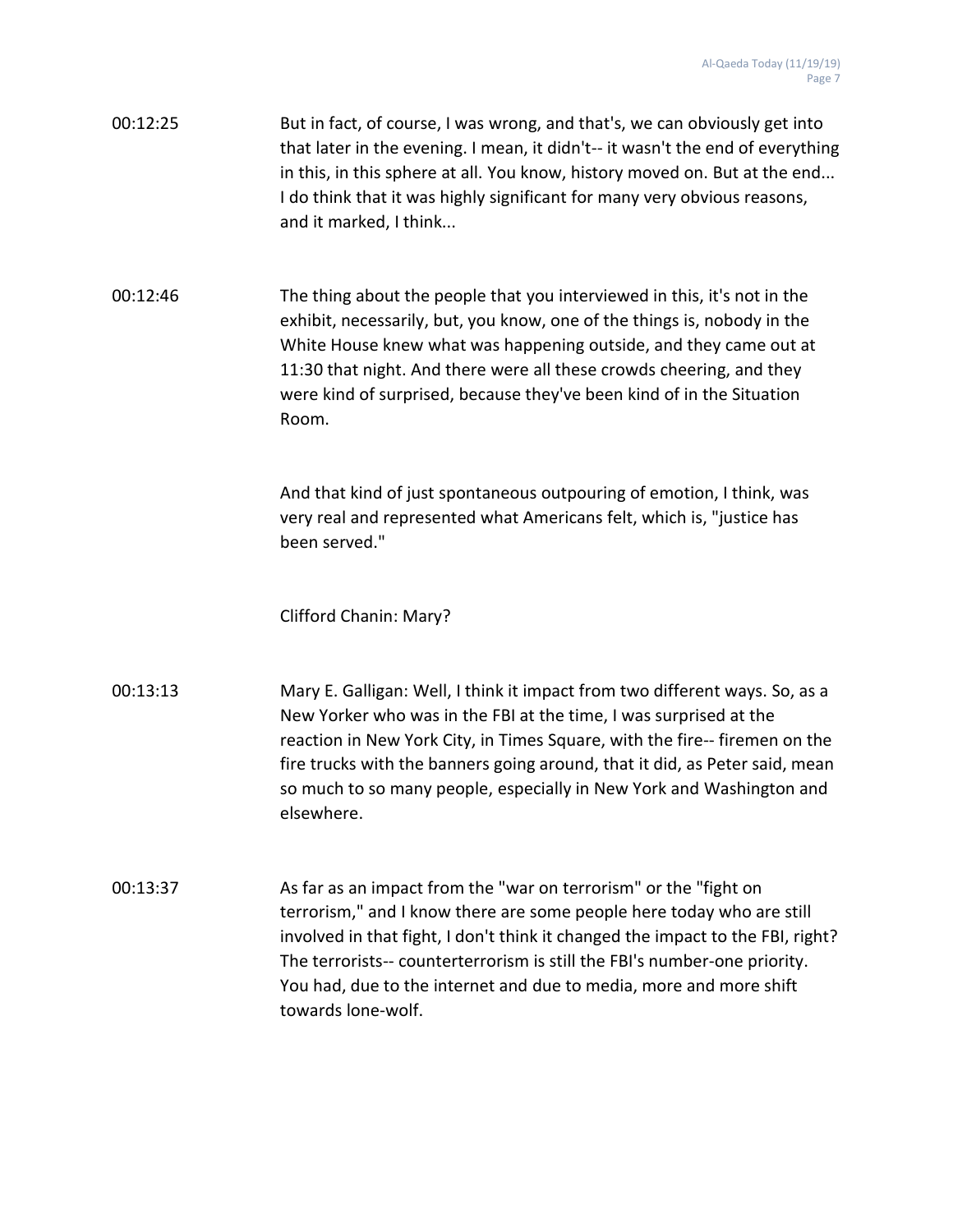00:12:25 But in fact, of course, I was wrong, and that's, we can obviously get into that later in the evening. I mean, it didn't-- it wasn't the end of everything in this, in this sphere at all. You know, history moved on. But at the end... I do think that it was highly significant for many very obvious reasons, and it marked, I think...

00:12:46 The thing about the people that you interviewed in this, it's not in the exhibit, necessarily, but, you know, one of the things is, nobody in the White House knew what was happening outside, and they came out at 11:30 that night. And there were all these crowds cheering, and they were kind of surprised, because they've been kind of in the Situation Room.

And that kind of just spontaneous outpouring of emotion, I think, was very real and represented what Americans felt, which is, "justice has been served."

Clifford Chanin: Mary?

00:13:13 Mary E. Galligan: Well, I think it impact from two different ways. So, as a New Yorker who was in the FBI at the time, I was surprised at the reaction in New York City, in Times Square, with the fire-- firemen on the fire trucks with the banners going around, that it did, as Peter said, mean so much to so many people, especially in New York and Washington and elsewhere.

00:13:37 As far as an impact from the "war on terrorism" or the "fight on terrorism," and I know there are some people here today who are still involved in that fight, I don't think it changed the impact to the FBI, right? The terrorists-- counterterrorism is still the FBI's number-one priority. You had, due to the internet and due to media, more and more shift towards lone-wolf.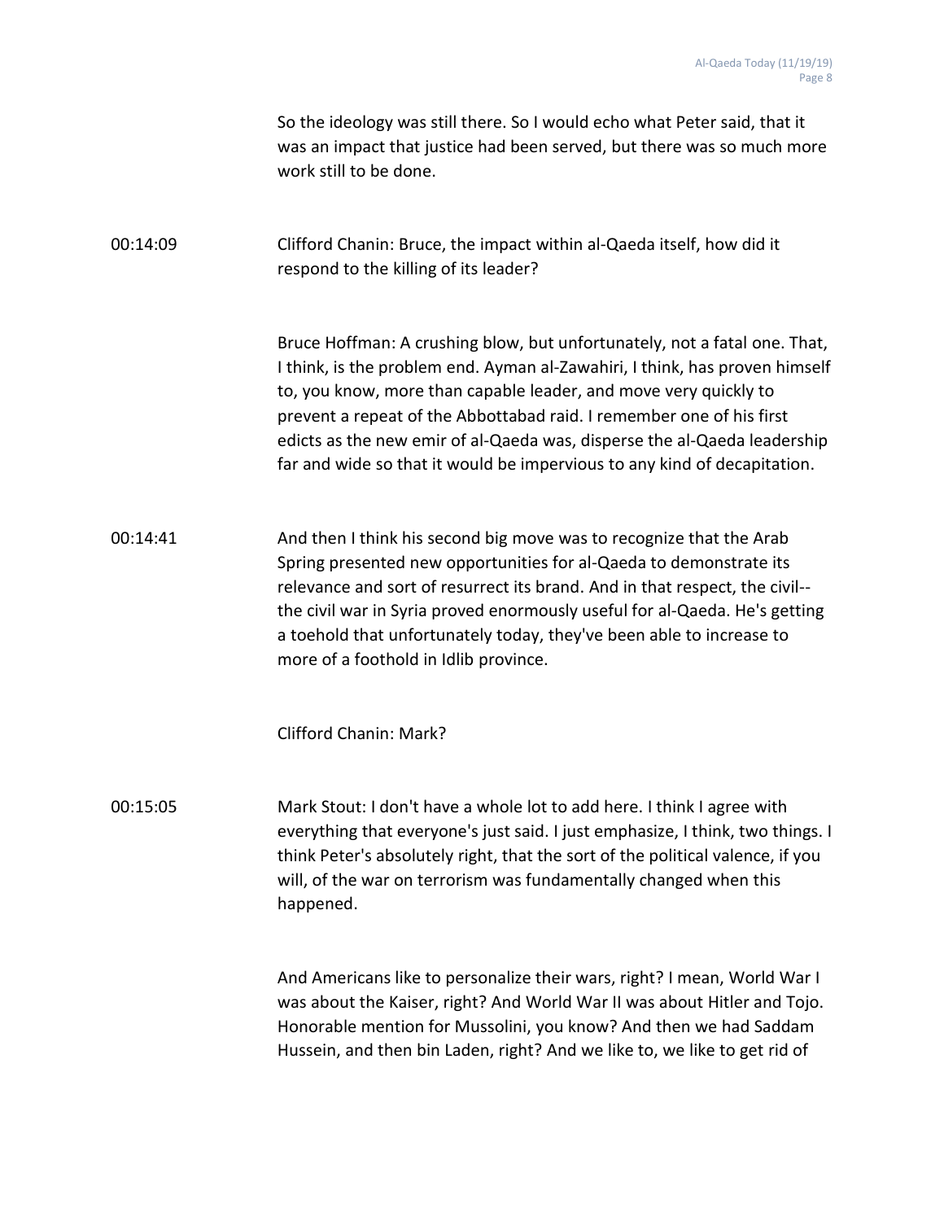So the ideology was still there. So I would echo what Peter said, that it was an impact that justice had been served, but there was so much more work still to be done.

00:14:09 Clifford Chanin: Bruce, the impact within al-Qaeda itself, how did it respond to the killing of its leader?

Bruce Hoffman: A crushing blow, but unfortunately, not a fatal one. That, I think, is the problem end. Ayman al-Zawahiri, I think, has proven himself to, you know, more than capable leader, and move very quickly to prevent a repeat of the Abbottabad raid. I remember one of his first edicts as the new emir of al-Qaeda was, disperse the al-Qaeda leadership far and wide so that it would be impervious to any kind of decapitation.

00:14:41 And then I think his second big move was to recognize that the Arab Spring presented new opportunities for al-Qaeda to demonstrate its relevance and sort of resurrect its brand. And in that respect, the civil-- the civil war in Syria proved enormously useful for al-Qaeda. He's getting a toehold that unfortunately today, they've been able to increase to more of a foothold in Idlib province.

Clifford Chanin: Mark?

00:15:05 Mark Stout: I don't have a whole lot to add here. I think I agree with everything that everyone's just said. I just emphasize, I think, two things. I think Peter's absolutely right, that the sort of the political valence, if you will, of the war on terrorism was fundamentally changed when this happened.

And Americans like to personalize their wars, right? I mean, World War I was about the Kaiser, right? And World War II was about Hitler and Tojo. Honorable mention for Mussolini, you know? And then we had Saddam Hussein, and then bin Laden, right? And we like to, we like to get rid of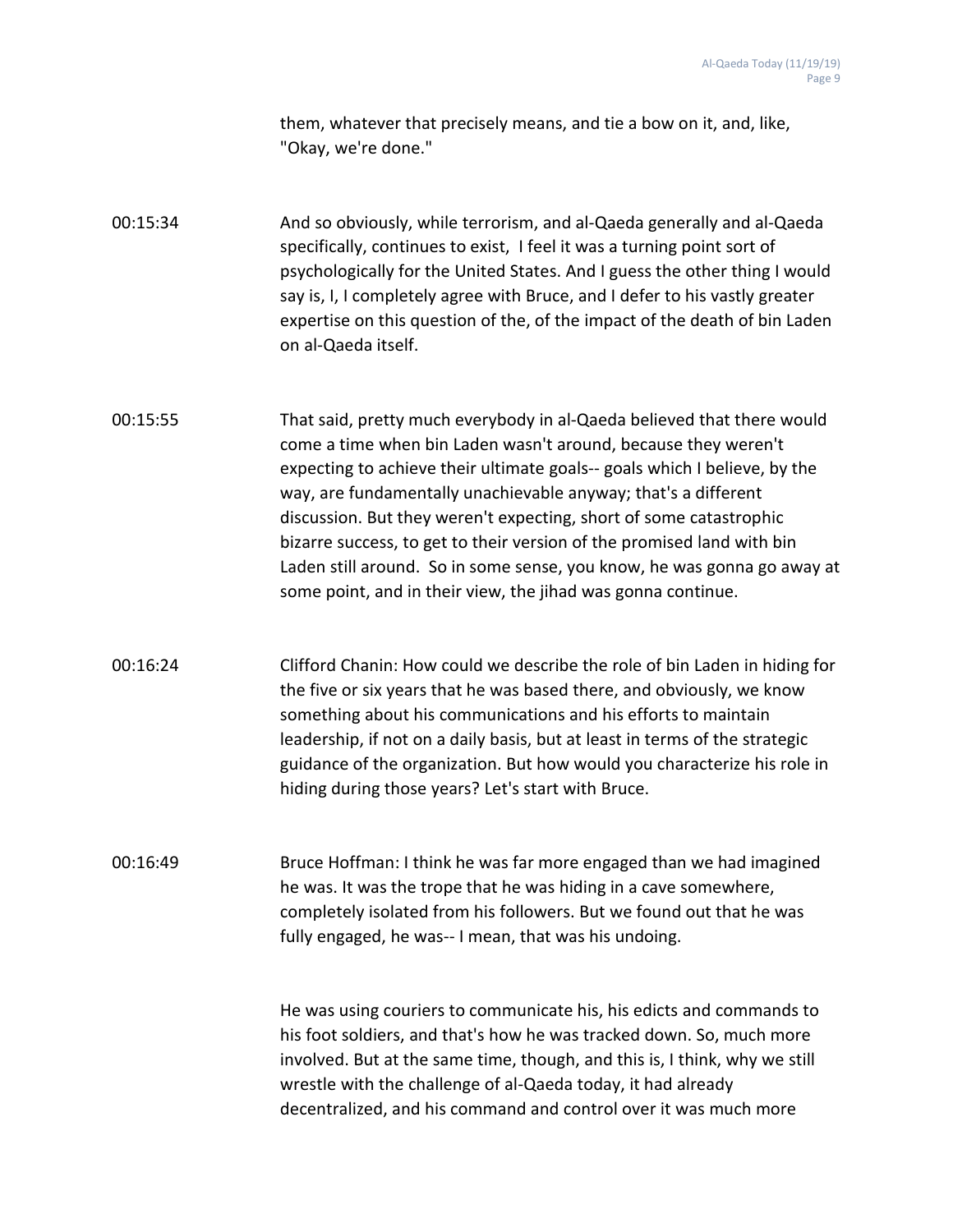them, whatever that precisely means, and tie a bow on it, and, like, "Okay, we're done."

00:15:34 And so obviously, while terrorism, and al-Qaeda generally and al-Qaeda specifically, continues to exist, I feel it was a turning point sort of psychologically for the United States. And I guess the other thing I would say is, I, I completely agree with Bruce, and I defer to his vastly greater expertise on this question of the, of the impact of the death of bin Laden on al-Qaeda itself.

00:15:55 That said, pretty much everybody in al-Qaeda believed that there would come a time when bin Laden wasn't around, because they weren't expecting to achieve their ultimate goals-- goals which I believe, by the way, are fundamentally unachievable anyway; that's a different discussion. But they weren't expecting, short of some catastrophic bizarre success, to get to their version of the promised land with bin Laden still around. So in some sense, you know, he was gonna go away at some point, and in their view, the jihad was gonna continue.

00:16:24 Clifford Chanin: How could we describe the role of bin Laden in hiding for the five or six years that he was based there, and obviously, we know something about his communications and his efforts to maintain leadership, if not on a daily basis, but at least in terms of the strategic guidance of the organization. But how would you characterize his role in hiding during those years? Let's start with Bruce.

00:16:49 Bruce Hoffman: I think he was far more engaged than we had imagined he was. It was the trope that he was hiding in a cave somewhere, completely isolated from his followers. But we found out that he was fully engaged, he was-- I mean, that was his undoing.

He was using couriers to communicate his, his edicts and commands to his foot soldiers, and that's how he was tracked down. So, much more involved. But at the same time, though, and this is, I think, why we still wrestle with the challenge of al-Qaeda today, it had already decentralized, and his command and control over it was much more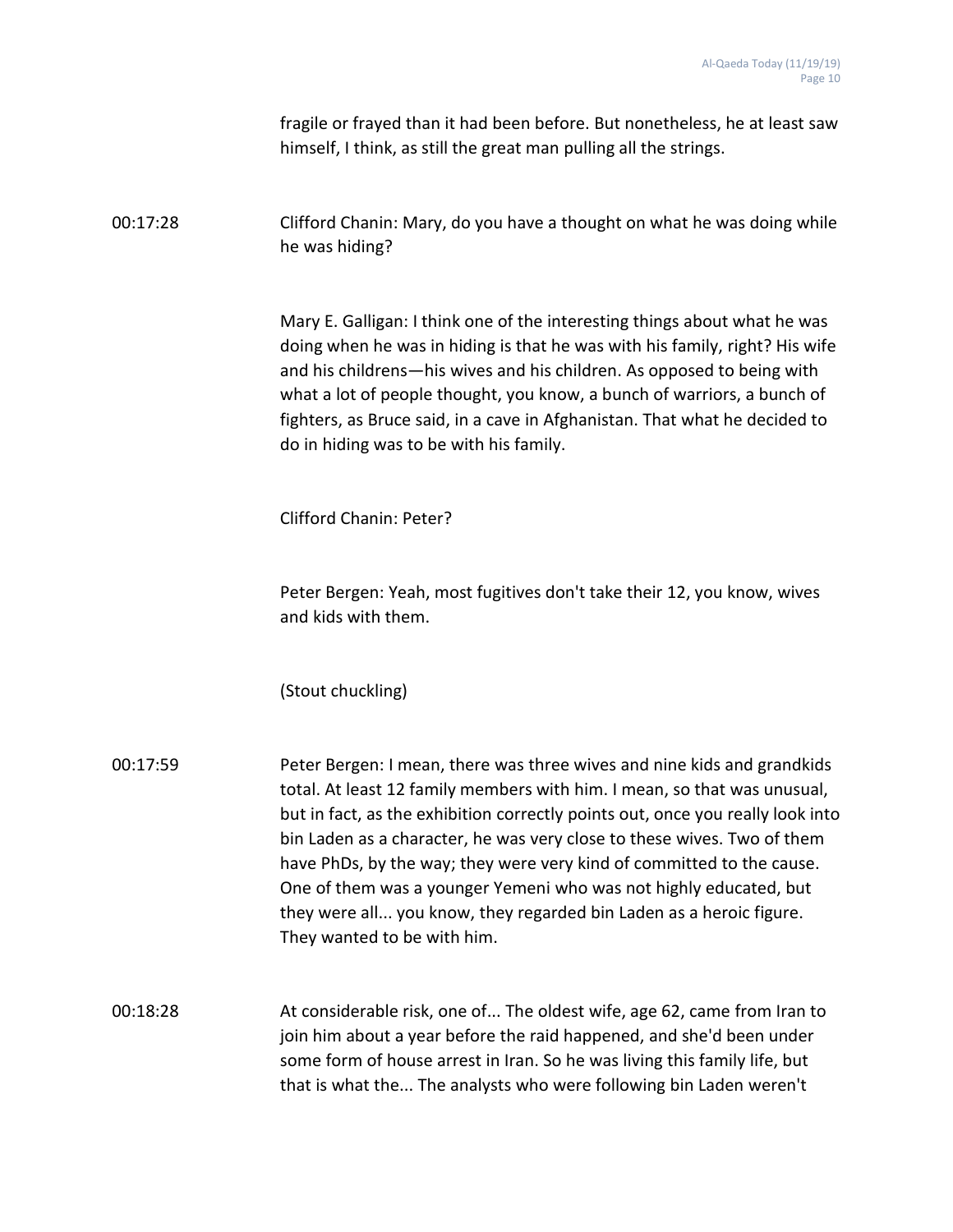fragile or frayed than it had been before. But nonetheless, he at least saw himself, I think, as still the great man pulling all the strings.

00:17:28 Clifford Chanin: Mary, do you have a thought on what he was doing while he was hiding?

Mary E. Galligan: I think one of the interesting things about what he was doing when he was in hiding is that he was with his family, right? His wife and his childrens—his wives and his children. As opposed to being with what a lot of people thought, you know, a bunch of warriors, a bunch of fighters, as Bruce said, in a cave in Afghanistan. That what he decided to do in hiding was to be with his family.

Clifford Chanin: Peter?

Peter Bergen: Yeah, most fugitives don't take their 12, you know, wives and kids with them.

(Stout chuckling)

00:17:59 Peter Bergen: I mean, there was three wives and nine kids and grandkids total. At least 12 family members with him. I mean, so that was unusual, but in fact, as the exhibition correctly points out, once you really look into bin Laden as a character, he was very close to these wives. Two of them have PhDs, by the way; they were very kind of committed to the cause. One of them was a younger Yemeni who was not highly educated, but they were all... you know, they regarded bin Laden as a heroic figure. They wanted to be with him.

00:18:28 At considerable risk, one of... The oldest wife, age 62, came from Iran to join him about a year before the raid happened, and she'd been under some form of house arrest in Iran. So he was living this family life, but that is what the... The analysts who were following bin Laden weren't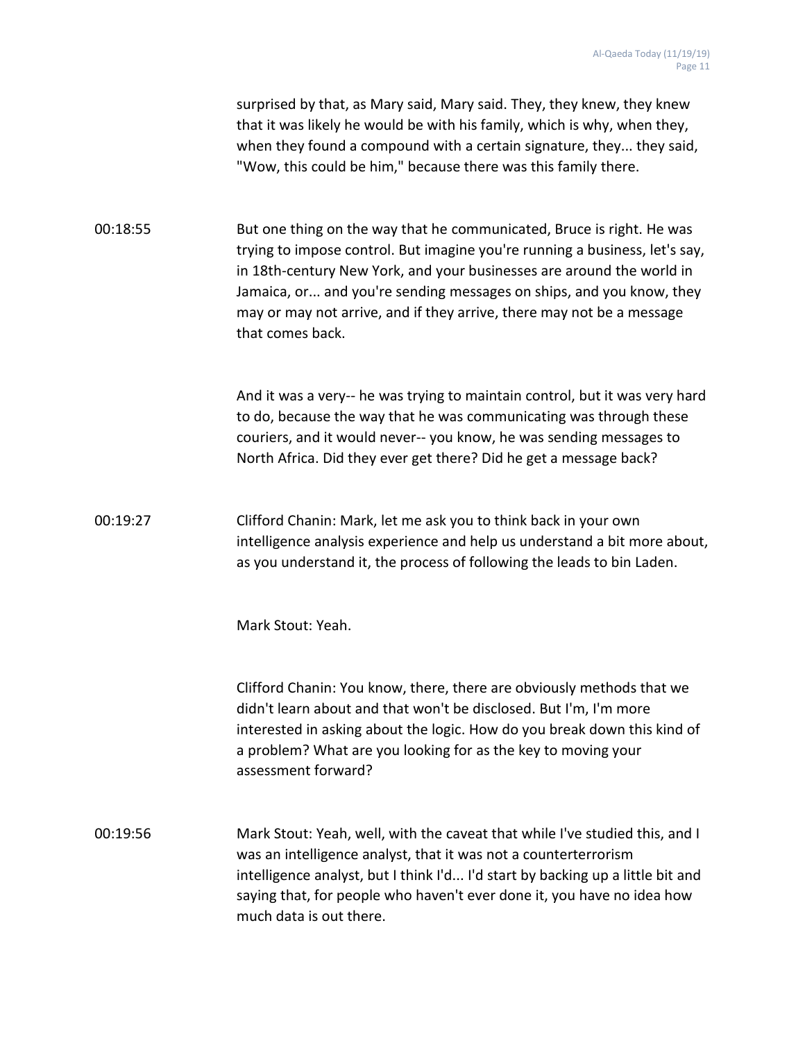surprised by that, as Mary said, Mary said. They, they knew, they knew that it was likely he would be with his family, which is why, when they, when they found a compound with a certain signature, they... they said, "Wow, this could be him," because there was this family there.

00:18:55 But one thing on the way that he communicated, Bruce is right. He was trying to impose control. But imagine you're running a business, let's say, in 18th-century New York, and your businesses are around the world in Jamaica, or... and you're sending messages on ships, and you know, they may or may not arrive, and if they arrive, there may not be a message that comes back.

And it was a very-- he was trying to maintain control, but it was very hard to do, because the way that he was communicating was through these couriers, and it would never-- you know, he was sending messages to North Africa. Did they ever get there? Did he get a message back?

00:19:27 Clifford Chanin: Mark, let me ask you to think back in your own intelligence analysis experience and help us understand a bit more about, as you understand it, the process of following the leads to bin Laden.

Mark Stout: Yeah.

Clifford Chanin: You know, there, there are obviously methods that we didn't learn about and that won't be disclosed. But I'm, I'm more interested in asking about the logic. How do you break down this kind of a problem? What are you looking for as the key to moving your assessment forward?

00:19:56 Mark Stout: Yeah, well, with the caveat that while I've studied this, and I was an intelligence analyst, that it was not a counterterrorism intelligence analyst, but I think I'd... I'd start by backing up a little bit and saying that, for people who haven't ever done it, you have no idea how much data is out there.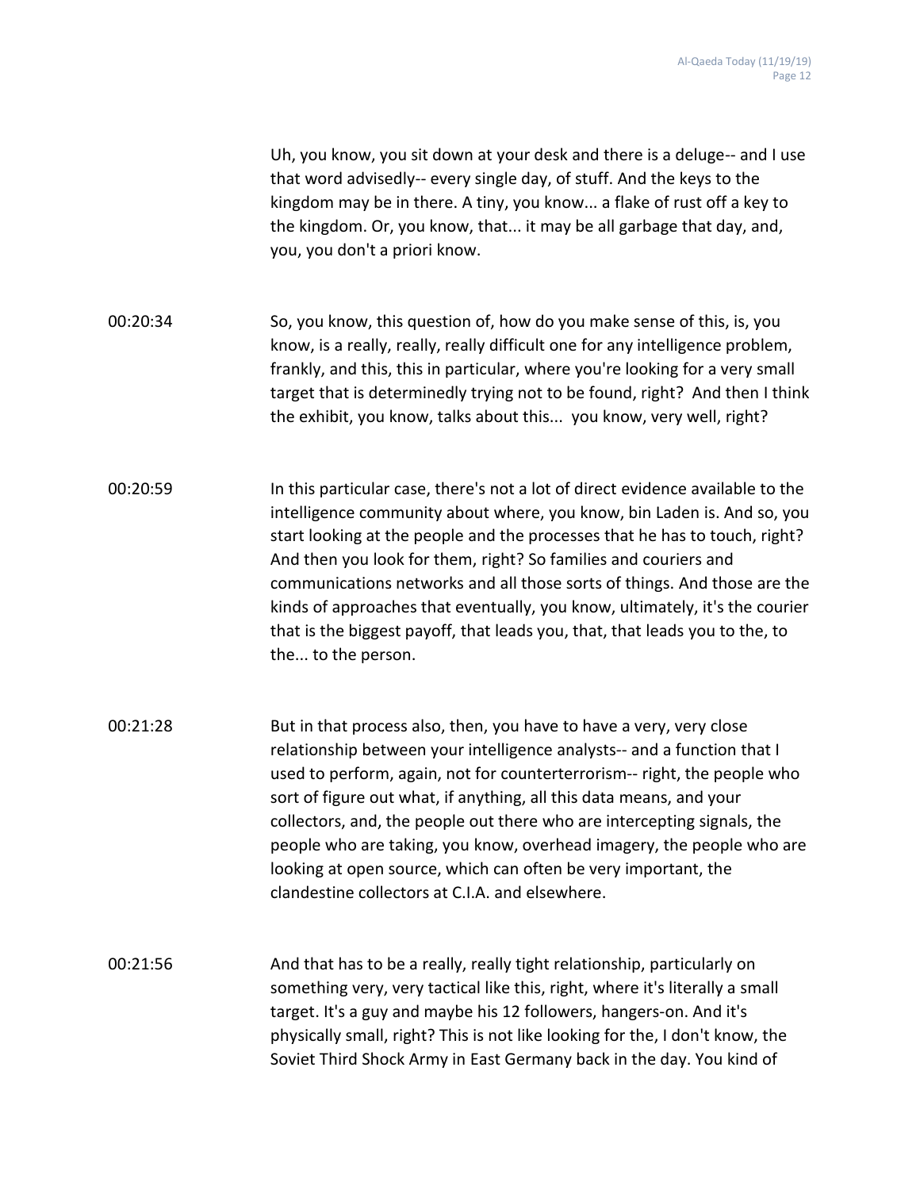Uh, you know, you sit down at your desk and there is a deluge-- and I use that word advisedly-- every single day, of stuff. And the keys to the kingdom may be in there. A tiny, you know... a flake of rust off a key to the kingdom. Or, you know, that... it may be all garbage that day, and, you, you don't a priori know.

00:20:34 So, you know, this question of, how do you make sense of this, is, you know, is a really, really, really difficult one for any intelligence problem, frankly, and this, this in particular, where you're looking for a very small target that is determinedly trying not to be found, right? And then I think the exhibit, you know, talks about this... you know, very well, right?

00:20:59 In this particular case, there's not a lot of direct evidence available to the intelligence community about where, you know, bin Laden is. And so, you start looking at the people and the processes that he has to touch, right? And then you look for them, right? So families and couriers and communications networks and all those sorts of things. And those are the kinds of approaches that eventually, you know, ultimately, it's the courier that is the biggest payoff, that leads you, that, that leads you to the, to the... to the person.

00:21:28 But in that process also, then, you have to have a very, very close relationship between your intelligence analysts-- and a function that I used to perform, again, not for counterterrorism-- right, the people who sort of figure out what, if anything, all this data means, and your collectors, and, the people out there who are intercepting signals, the people who are taking, you know, overhead imagery, the people who are looking at open source, which can often be very important, the clandestine collectors at C.I.A. and elsewhere.

00:21:56 And that has to be a really, really tight relationship, particularly on something very, very tactical like this, right, where it's literally a small target. It's a guy and maybe his 12 followers, hangers-on. And it's physically small, right? This is not like looking for the, I don't know, the Soviet Third Shock Army in East Germany back in the day. You kind of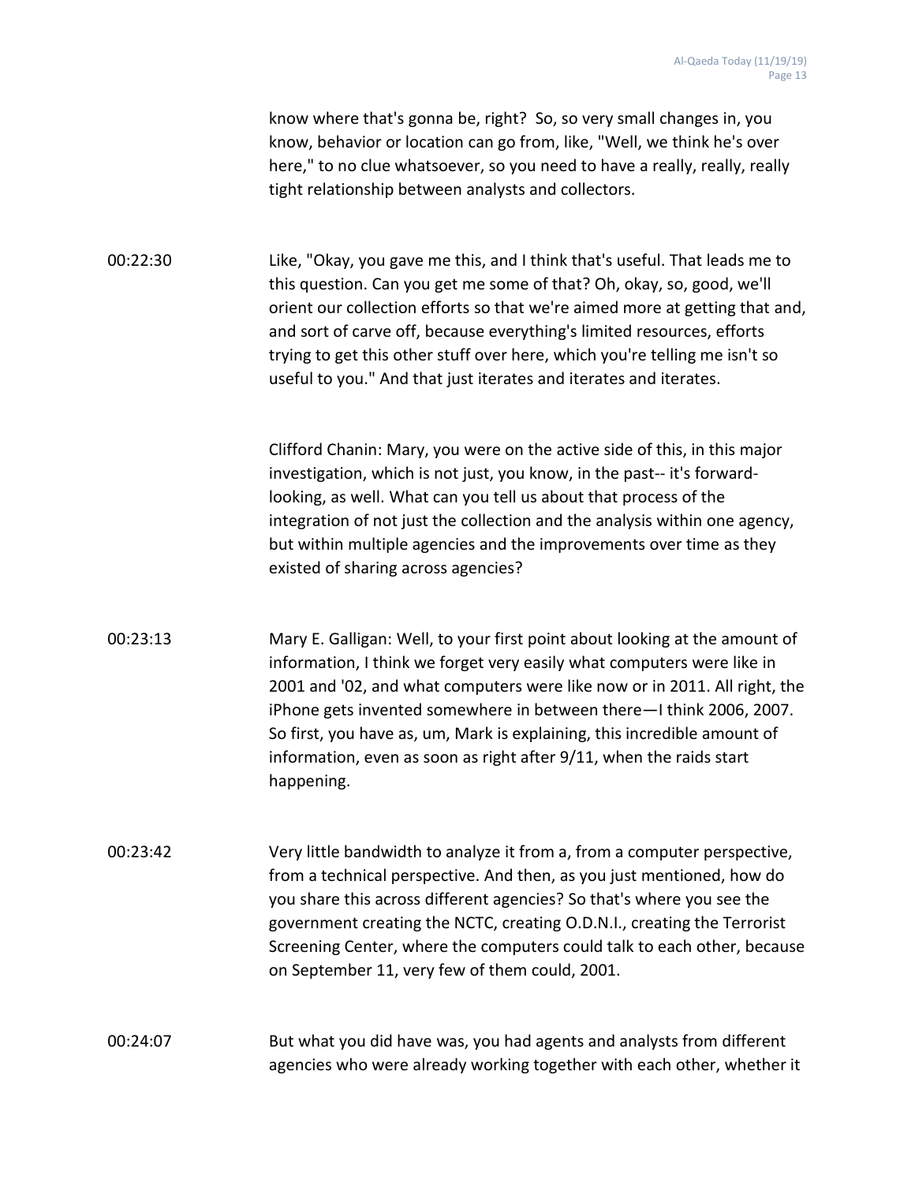know where that's gonna be, right? So, so very small changes in, you know, behavior or location can go from, like, "Well, we think he's over here," to no clue whatsoever, so you need to have a really, really, really tight relationship between analysts and collectors.

00:22:30 Like, "Okay, you gave me this, and I think that's useful. That leads me to this question. Can you get me some of that? Oh, okay, so, good, we'll orient our collection efforts so that we're aimed more at getting that and, and sort of carve off, because everything's limited resources, efforts trying to get this other stuff over here, which you're telling me isn't so useful to you." And that just iterates and iterates and iterates.

Clifford Chanin: Mary, you were on the active side of this, in this major investigation, which is not just, you know, in the past-- it's forward-looking, as well. What can you tell us about that process of the integration of not just the collection and the analysis within one agency, but within multiple agencies and the improvements over time as they existed of sharing across agencies?

00:23:13 Mary E. Galligan: Well, to your first point about looking at the amount of information, I think we forget very easily what computers were like in 2001 and '02, and what computers were like now or in 2011. All right, the iPhone gets invented somewhere in between there—I think 2006, 2007. So first, you have as, um, Mark is explaining, this incredible amount of information, even as soon as right after 9/11, when the raids start happening.

00:23:42 Very little bandwidth to analyze it from a, from a computer perspective, from a technical perspective. And then, as you just mentioned, how do you share this across different agencies? So that's where you see the government creating the NCTC, creating O.D.N.I., creating the Terrorist Screening Center, where the computers could talk to each other, because on September 11, very few of them could, 2001.

00:24:07 But what you did have was, you had agents and analysts from different agencies who were already working together with each other, whether it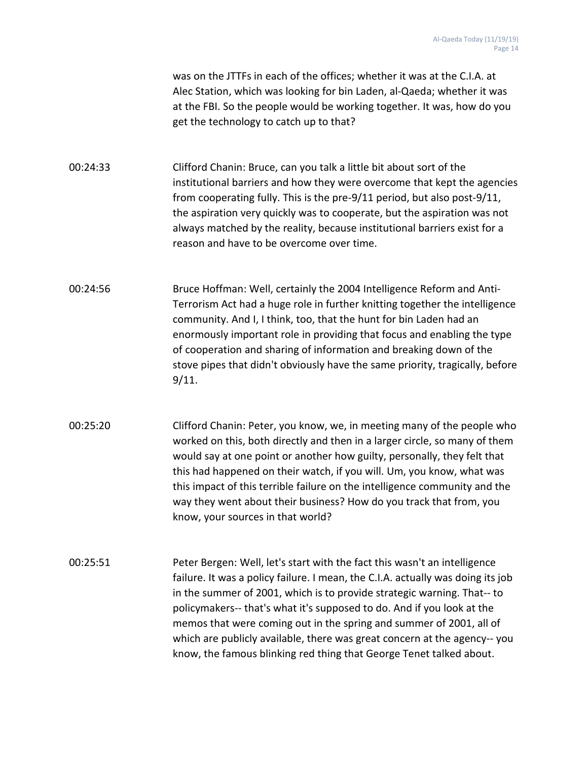was on the JTTFs in each of the offices; whether it was at the C.I.A. at Alec Station, which was looking for bin Laden, al-Qaeda; whether it was at the FBI. So the people would be working together. It was, how do you get the technology to catch up to that?

00:24:33 Clifford Chanin: Bruce, can you talk a little bit about sort of the institutional barriers and how they were overcome that kept the agencies from cooperating fully. This is the pre-9/11 period, but also post-9/11, the aspiration very quickly was to cooperate, but the aspiration was not always matched by the reality, because institutional barriers exist for a reason and have to be overcome over time.

00:24:56 Bruce Hoffman: Well, certainly the 2004 Intelligence Reform and Anti-Terrorism Act had a huge role in further knitting together the intelligence community. And I, I think, too, that the hunt for bin Laden had an enormously important role in providing that focus and enabling the type of cooperation and sharing of information and breaking down of the stove pipes that didn't obviously have the same priority, tragically, before 9/11.

00:25:20 Clifford Chanin: Peter, you know, we, in meeting many of the people who worked on this, both directly and then in a larger circle, so many of them would say at one point or another how guilty, personally, they felt that this had happened on their watch, if you will. Um, you know, what was this impact of this terrible failure on the intelligence community and the way they went about their business? How do you track that from, you know, your sources in that world?

00:25:51 Peter Bergen: Well, let's start with the fact this wasn't an intelligence failure. It was a policy failure. I mean, the C.I.A. actually was doing its job in the summer of 2001, which is to provide strategic warning. That-- to policymakers-- that's what it's supposed to do. And if you look at the memos that were coming out in the spring and summer of 2001, all of which are publicly available, there was great concern at the agency-- you know, the famous blinking red thing that George Tenet talked about.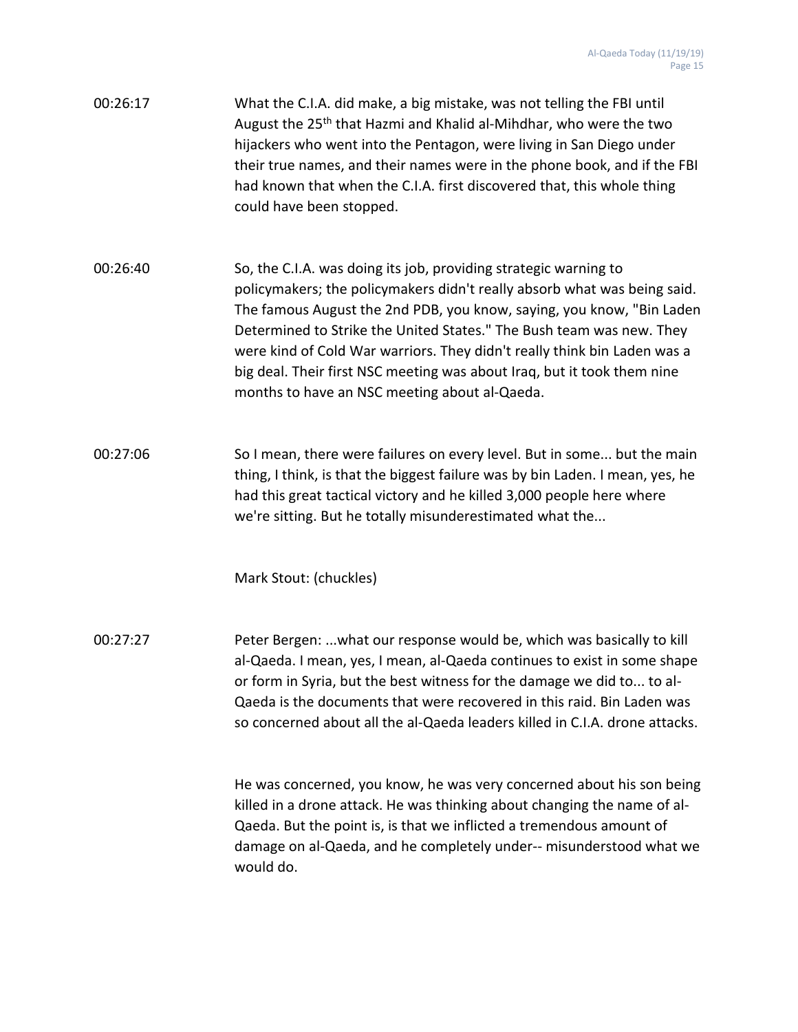00:26:17 What the C.I.A. did make, a big mistake, was not telling the FBI until August the 25th that Hazmi and Khalid al-Mihdhar, who were the two hijackers who went into the Pentagon, were living in San Diego under their true names, and their names were in the phone book, and if the FBI had known that when the C.I.A. first discovered that, this whole thing could have been stopped.

00:26:40 So, the C.I.A. was doing its job, providing strategic warning to policymakers; the policymakers didn't really absorb what was being said. The famous August the 2nd PDB, you know, saying, you know, "Bin Laden Determined to Strike the United States." The Bush team was new. They were kind of Cold War warriors. They didn't really think bin Laden was a big deal. Their first NSC meeting was about Iraq, but it took them nine months to have an NSC meeting about al-Qaeda.

00:27:06 So I mean, there were failures on every level. But in some... but the main thing, I think, is that the biggest failure was by bin Laden. I mean, yes, he had this great tactical victory and he killed 3,000 people here where we're sitting. But he totally misunderestimated what the...

Mark Stout: (chuckles)

00:27:27 Peter Bergen: ...what our response would be, which was basically to kill al-Qaeda. I mean, yes, I mean, al-Qaeda continues to exist in some shape or form in Syria, but the best witness for the damage we did to... to al-Qaeda is the documents that were recovered in this raid. Bin Laden was so concerned about all the al-Qaeda leaders killed in C.I.A. drone attacks.

He was concerned, you know, he was very concerned about his son being killed in a drone attack. He was thinking about changing the name of al-Qaeda. But the point is, is that we inflicted a tremendous amount of damage on al-Qaeda, and he completely under-- misunderstood what we would do.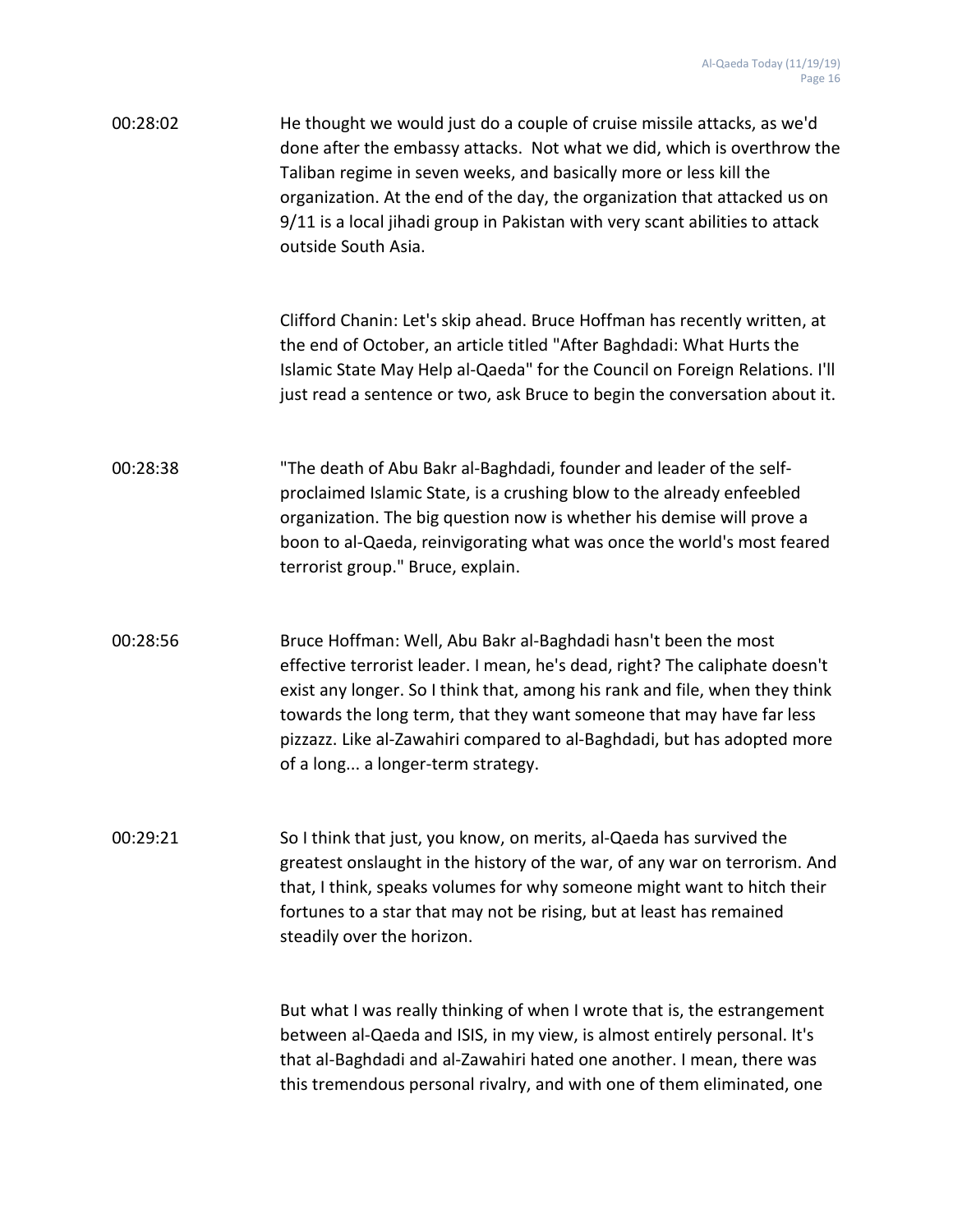00:28:02 He thought we would just do a couple of cruise missile attacks, as we'd done after the embassy attacks. Not what we did, which is overthrow the Taliban regime in seven weeks, and basically more or less kill the organization. At the end of the day, the organization that attacked us on 9/11 is a local jihadi group in Pakistan with very scant abilities to attack outside South Asia.

Clifford Chanin: Let's skip ahead. Bruce Hoffman has recently written, at the end of October, an article titled "After Baghdadi: What Hurts the Islamic State May Help al-Qaeda" for the Council on Foreign Relations. I'll just read a sentence or two, ask Bruce to begin the conversation about it.

00:28:38 "The death of Abu Bakr al-Baghdadi, founder and leader of the self-proclaimed Islamic State, is a crushing blow to the already enfeebled organization. The big question now is whether his demise will prove a boon to al-Qaeda, reinvigorating what was once the world's most feared terrorist group." Bruce, explain.

00:28:56 Bruce Hoffman: Well, Abu Bakr al-Baghdadi hasn't been the most effective terrorist leader. I mean, he's dead, right? The caliphate doesn't exist any longer. So I think that, among his rank and file, when they think towards the long term, that they want someone that may have far less pizzazz. Like al-Zawahiri compared to al-Baghdadi, but has adopted more of a long... a longer-term strategy.

00:29:21 So I think that just, you know, on merits, al-Qaeda has survived the greatest onslaught in the history of the war, of any war on terrorism. And that, I think, speaks volumes for why someone might want to hitch their fortunes to a star that may not be rising, but at least has remained steadily over the horizon.

But what I was really thinking of when I wrote that is, the estrangement between al-Qaeda and ISIS, in my view, is almost entirely personal. It's that al-Baghdadi and al-Zawahiri hated one another. I mean, there was this tremendous personal rivalry, and with one of them eliminated, one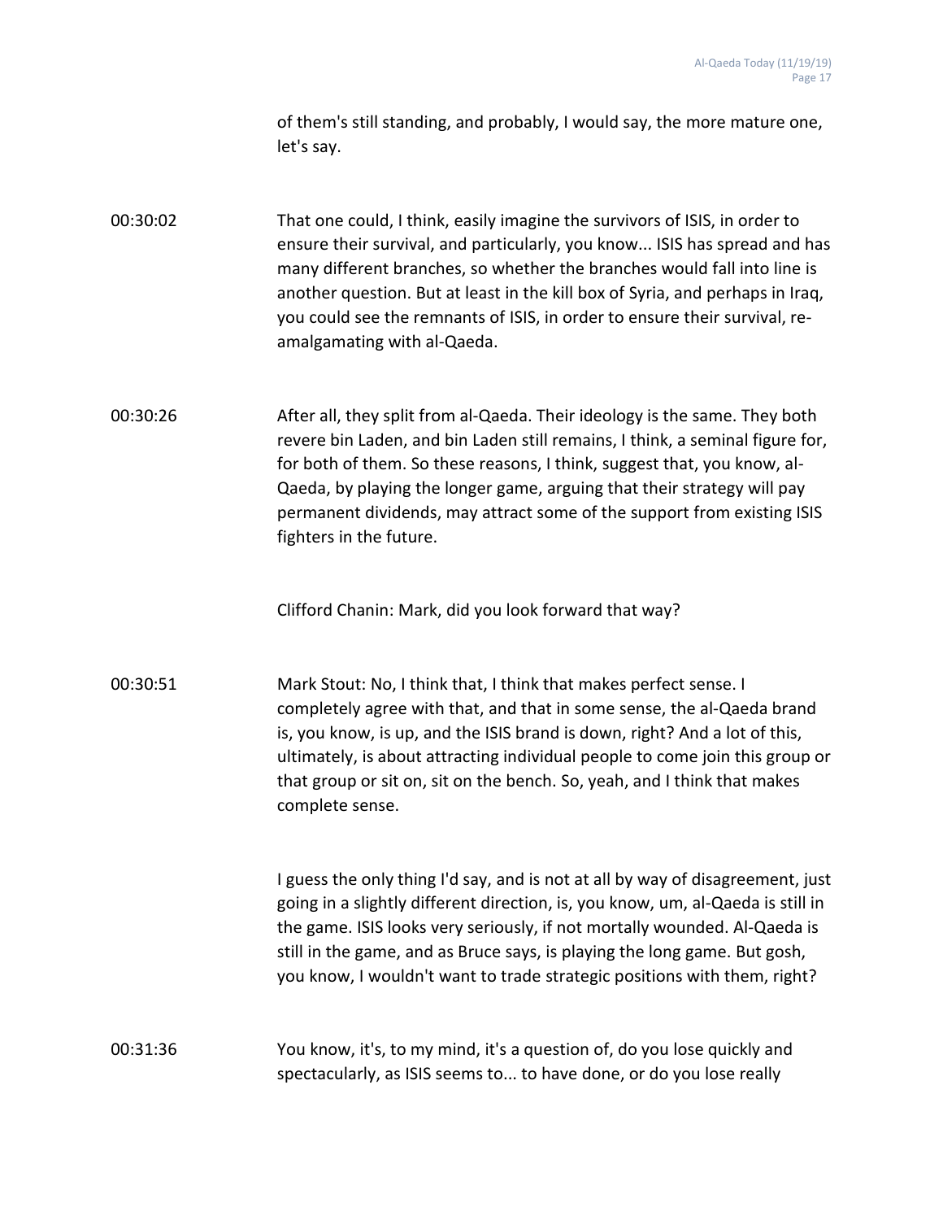of them's still standing, and probably, I would say, the more mature one, let's say.

00:30:02 That one could, I think, easily imagine the survivors of ISIS, in order to ensure their survival, and particularly, you know... ISIS has spread and has many different branches, so whether the branches would fall into line is another question. But at least in the kill box of Syria, and perhaps in Iraq, you could see the remnants of ISIS, in order to ensure their survival, re-amalgamating with al-Qaeda.

00:30:26 After all, they split from al-Qaeda. Their ideology is the same. They both revere bin Laden, and bin Laden still remains, I think, a seminal figure for, for both of them. So these reasons, I think, suggest that, you know, al-Qaeda, by playing the longer game, arguing that their strategy will pay permanent dividends, may attract some of the support from existing ISIS fighters in the future.

Clifford Chanin: Mark, did you look forward that way?

00:30:51 Mark Stout: No, I think that, I think that makes perfect sense. I completely agree with that, and that in some sense, the al-Qaeda brand is, you know, is up, and the ISIS brand is down, right? And a lot of this, ultimately, is about attracting individual people to come join this group or that group or sit on, sit on the bench. So, yeah, and I think that makes complete sense.

I guess the only thing I'd say, and is not at all by way of disagreement, just going in a slightly different direction, is, you know, um, al-Qaeda is still in the game. ISIS looks very seriously, if not mortally wounded. Al-Qaeda is still in the game, and as Bruce says, is playing the long game. But gosh, you know, I wouldn't want to trade strategic positions with them, right?

00:31:36 You know, it's, to my mind, it's a question of, do you lose quickly and spectacularly, as ISIS seems to... to have done, or do you lose really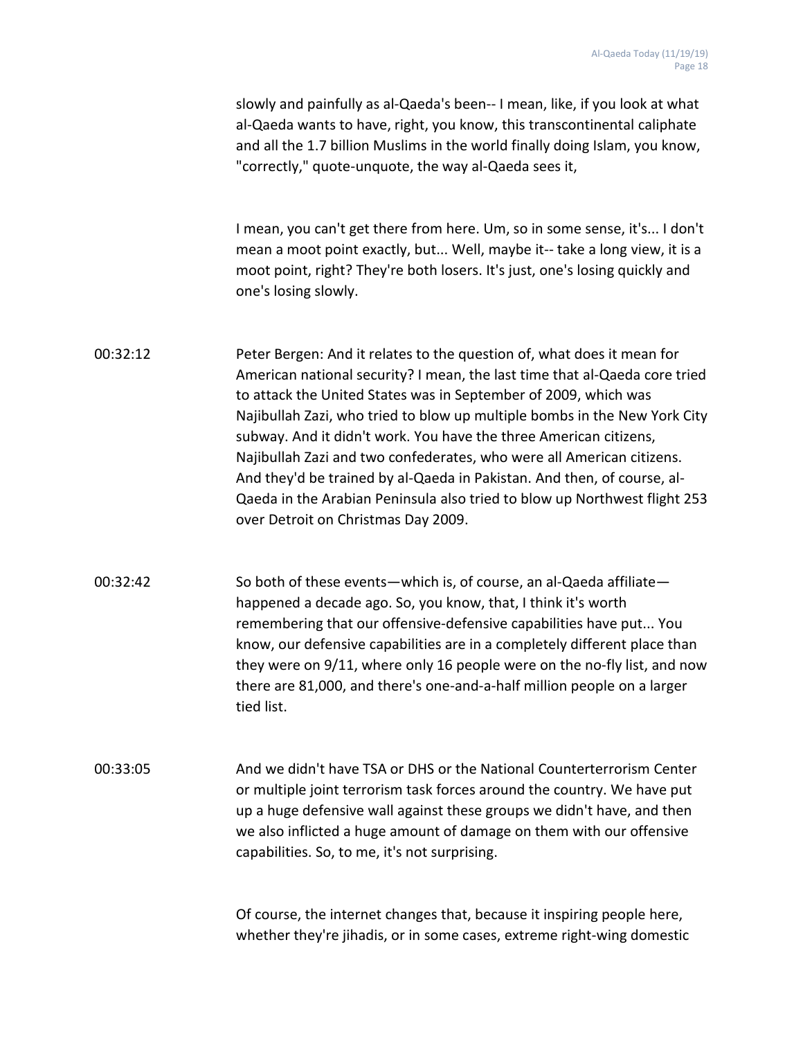slowly and painfully as al-Qaeda's been-- I mean, like, if you look at what al-Qaeda wants to have, right, you know, this transcontinental caliphate and all the 1.7 billion Muslims in the world finally doing Islam, you know, "correctly," quote-unquote, the way al-Qaeda sees it,

I mean, you can't get there from here. Um, so in some sense, it's... I don't mean a moot point exactly, but... Well, maybe it-- take a long view, it is a moot point, right? They're both losers. It's just, one's losing quickly and one's losing slowly.

00:32:12 Peter Bergen: And it relates to the question of, what does it mean for American national security? I mean, the last time that al-Qaeda core tried to attack the United States was in September of 2009, which was Najibullah Zazi, who tried to blow up multiple bombs in the New York City subway. And it didn't work. You have the three American citizens, Najibullah Zazi and two confederates, who were all American citizens. And they'd be trained by al-Qaeda in Pakistan. And then, of course, al-Qaeda in the Arabian Peninsula also tried to blow up Northwest flight 253 over Detroit on Christmas Day 2009.

00:32:42 So both of these events—which is, of course, an al-Qaeda affiliate—happened a decade ago. So, you know, that, I think it's worth remembering that our offensive-defensive capabilities have put... You know, our defensive capabilities are in a completely different place than they were on 9/11, where only 16 people were on the no-fly list, and now there are 81,000, and there's one-and-a-half million people on a larger tied list.

00:33:05 And we didn't have TSA or DHS or the National Counterterrorism Center or multiple joint terrorism task forces around the country. We have put up a huge defensive wall against these groups we didn't have, and then we also inflicted a huge amount of damage on them with our offensive capabilities. So, to me, it's not surprising.

Of course, the internet changes that, because it inspiring people here, whether they're jihadis, or in some cases, extreme right-wing domestic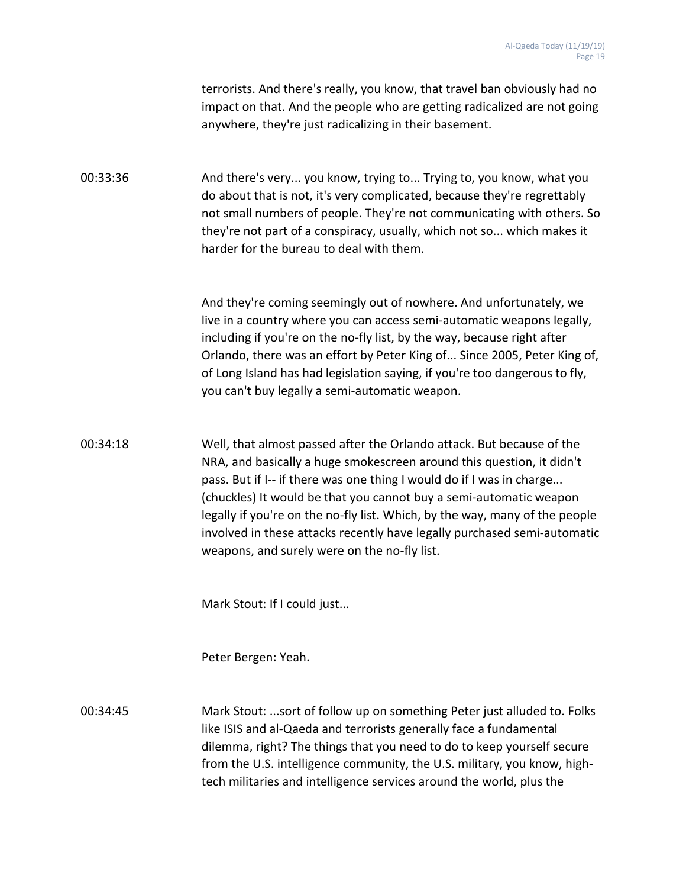terrorists. And there's really, you know, that travel ban obviously had no impact on that. And the people who are getting radicalized are not going anywhere, they're just radicalizing in their basement.

00:33:36 And there's very... you know, trying to... Trying to, you know, what you do about that is not, it's very complicated, because they're regrettably not small numbers of people. They're not communicating with others. So they're not part of a conspiracy, usually, which not so... which makes it harder for the bureau to deal with them.

And they're coming seemingly out of nowhere. And unfortunately, we live in a country where you can access semi-automatic weapons legally, including if you're on the no-fly list, by the way, because right after Orlando, there was an effort by Peter King of... Since 2005, Peter King of, of Long Island has had legislation saying, if you're too dangerous to fly, you can't buy legally a semi-automatic weapon.

00:34:18 Well, that almost passed after the Orlando attack. But because of the NRA, and basically a huge smokescreen around this question, it didn't pass. But if I-- if there was one thing I would do if I was in charge... (chuckles) It would be that you cannot buy a semi-automatic weapon legally if you're on the no-fly list. Which, by the way, many of the people involved in these attacks recently have legally purchased semi-automatic weapons, and surely were on the no-fly list.

Mark Stout: If I could just...

Peter Bergen: Yeah.

00:34:45 Mark Stout: ...sort of follow up on something Peter just alluded to. Folks like ISIS and al-Qaeda and terrorists generally face a fundamental dilemma, right? The things that you need to do to keep yourself secure from the U.S. intelligence community, the U.S. military, you know, high-tech militaries and intelligence services around the world, plus the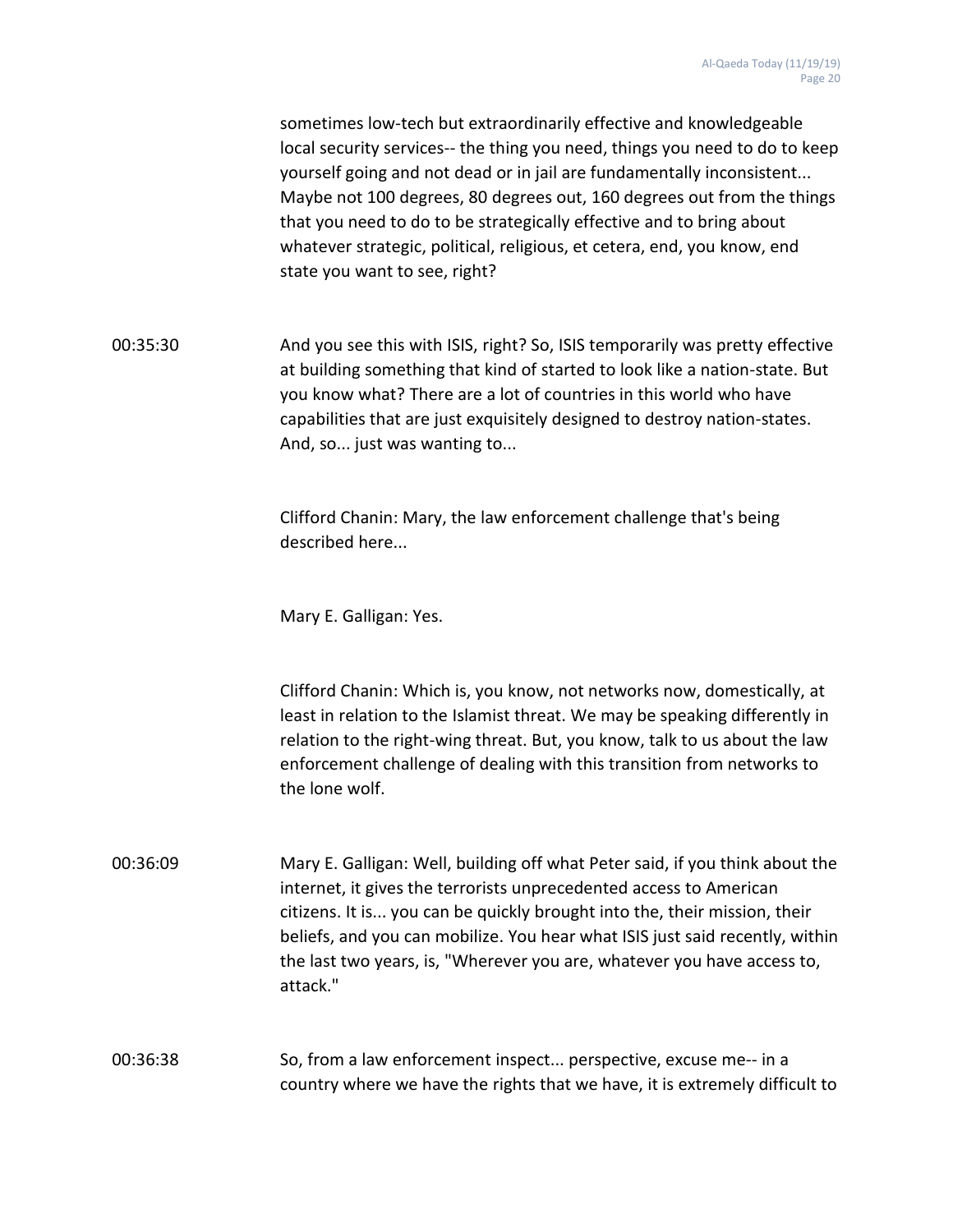sometimes low-tech but extraordinarily effective and knowledgeable local security services-- the thing you need, things you need to do to keep yourself going and not dead or in jail are fundamentally inconsistent... Maybe not 100 degrees, 80 degrees out, 160 degrees out from the things that you need to do to be strategically effective and to bring about whatever strategic, political, religious, et cetera, end, you know, end state you want to see, right?

00:35:30 And you see this with ISIS, right? So, ISIS temporarily was pretty effective at building something that kind of started to look like a nation-state. But you know what? There are a lot of countries in this world who have capabilities that are just exquisitely designed to destroy nation-states. And, so... just was wanting to...

Clifford Chanin: Mary, the law enforcement challenge that's being described here...

Mary E. Galligan: Yes.

Clifford Chanin: Which is, you know, not networks now, domestically, at least in relation to the Islamist threat. We may be speaking differently in relation to the right-wing threat. But, you know, talk to us about the law enforcement challenge of dealing with this transition from networks to the lone wolf.

00:36:09 Mary E. Galligan: Well, building off what Peter said, if you think about the internet, it gives the terrorists unprecedented access to American citizens. It is... you can be quickly brought into the, their mission, their beliefs, and you can mobilize. You hear what ISIS just said recently, within the last two years, is, "Wherever you are, whatever you have access to, attack."

00:36:38 So, from a law enforcement inspect... perspective, excuse me-- in a country where we have the rights that we have, it is extremely difficult to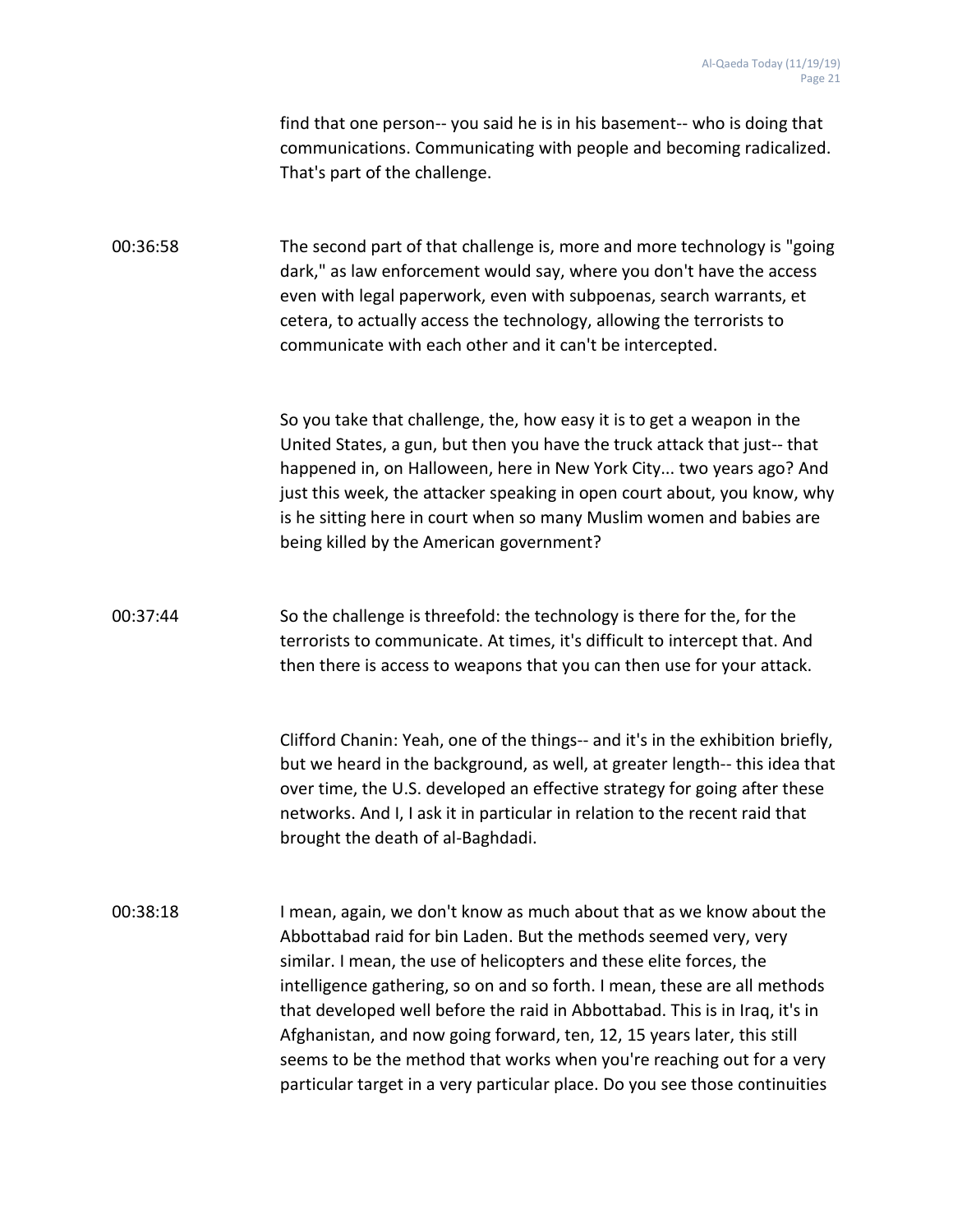find that one person-- you said he is in his basement-- who is doing that communications. Communicating with people and becoming radicalized. That's part of the challenge.

00:36:58 The second part of that challenge is, more and more technology is "going dark," as law enforcement would say, where you don't have the access even with legal paperwork, even with subpoenas, search warrants, et cetera, to actually access the technology, allowing the terrorists to communicate with each other and it can't be intercepted.

So you take that challenge, the, how easy it is to get a weapon in the United States, a gun, but then you have the truck attack that just-- that happened in, on Halloween, here in New York City... two years ago? And just this week, the attacker speaking in open court about, you know, why is he sitting here in court when so many Muslim women and babies are being killed by the American government?

00:37:44 So the challenge is threefold: the technology is there for the, for the terrorists to communicate. At times, it's difficult to intercept that. And then there is access to weapons that you can then use for your attack.

Clifford Chanin: Yeah, one of the things-- and it's in the exhibition briefly, but we heard in the background, as well, at greater length-- this idea that over time, the U.S. developed an effective strategy for going after these networks. And I, I ask it in particular in relation to the recent raid that brought the death of al-Baghdadi.

00:38:18 I mean, again, we don't know as much about that as we know about the Abbottabad raid for bin Laden. But the methods seemed very, very similar. I mean, the use of helicopters and these elite forces, the intelligence gathering, so on and so forth. I mean, these are all methods that developed well before the raid in Abbottabad. This is in Iraq, it's in Afghanistan, and now going forward, ten, 12, 15 years later, this still seems to be the method that works when you're reaching out for a very particular target in a very particular place. Do you see those continuities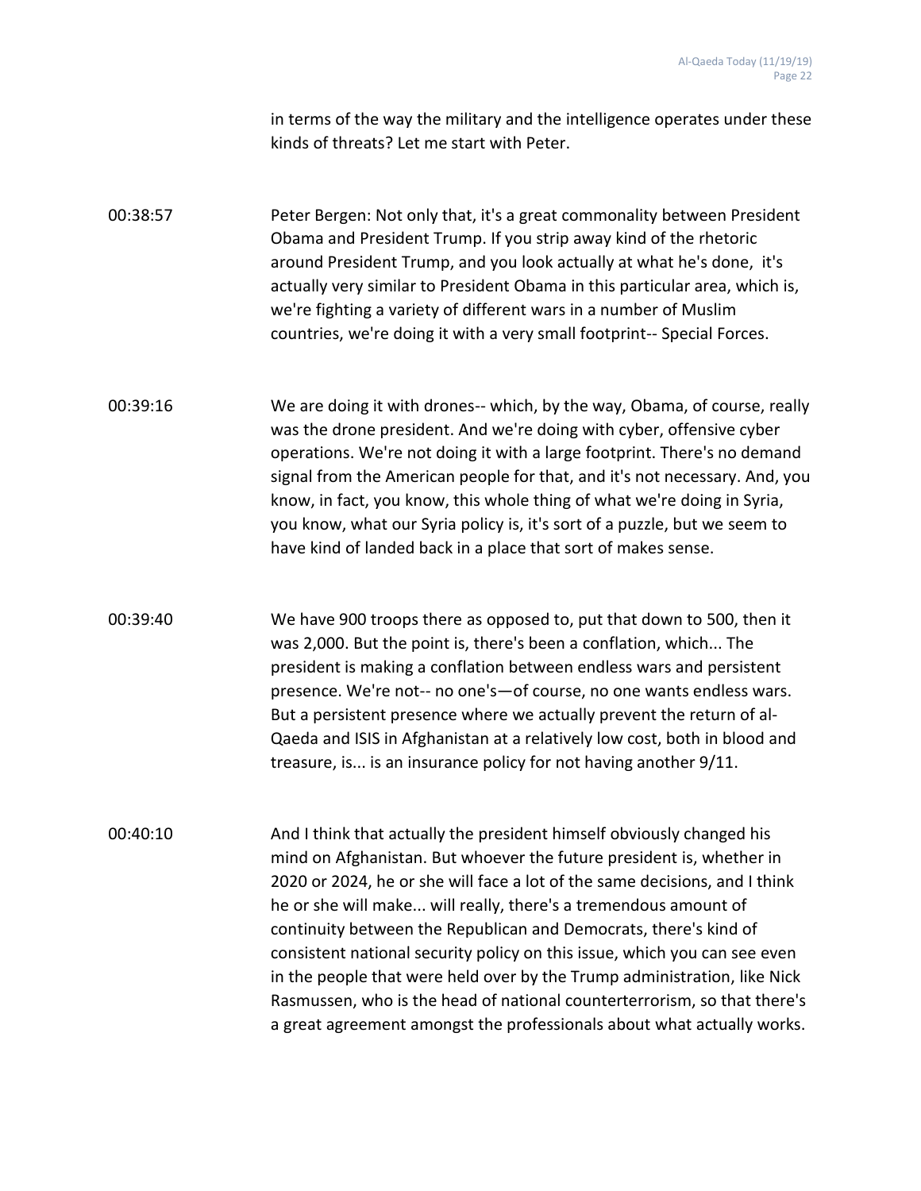in terms of the way the military and the intelligence operates under these kinds of threats? Let me start with Peter.

00:38:57 Peter Bergen: Not only that, it's a great commonality between President Obama and President Trump. If you strip away kind of the rhetoric around President Trump, and you look actually at what he's done, it's actually very similar to President Obama in this particular area, which is, we're fighting a variety of different wars in a number of Muslim countries, we're doing it with a very small footprint-- Special Forces.

00:39:16 We are doing it with drones-- which, by the way, Obama, of course, really was the drone president. And we're doing with cyber, offensive cyber operations. We're not doing it with a large footprint. There's no demand signal from the American people for that, and it's not necessary. And, you know, in fact, you know, this whole thing of what we're doing in Syria, you know, what our Syria policy is, it's sort of a puzzle, but we seem to have kind of landed back in a place that sort of makes sense.

00:39:40 We have 900 troops there as opposed to, put that down to 500, then it was 2,000. But the point is, there's been a conflation, which... The president is making a conflation between endless wars and persistent presence. We're not-- no one's—of course, no one wants endless wars. But a persistent presence where we actually prevent the return of al-Qaeda and ISIS in Afghanistan at a relatively low cost, both in blood and treasure, is... is an insurance policy for not having another 9/11.

00:40:10 And I think that actually the president himself obviously changed his mind on Afghanistan. But whoever the future president is, whether in 2020 or 2024, he or she will face a lot of the same decisions, and I think he or she will make... will really, there's a tremendous amount of continuity between the Republican and Democrats, there's kind of consistent national security policy on this issue, which you can see even in the people that were held over by the Trump administration, like Nick Rasmussen, who is the head of national counterterrorism, so that there's a great agreement amongst the professionals about what actually works.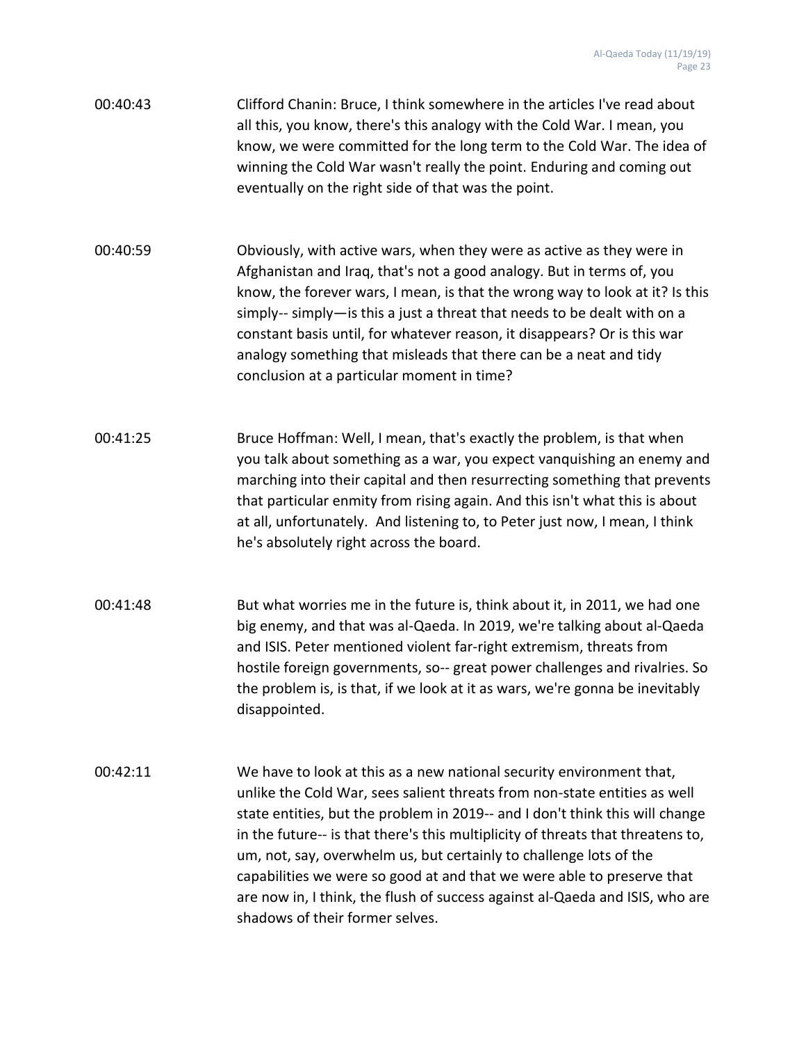00:40:43 Clifford Chanin: Bruce, I think somewhere in the articles I've read about all this, you know, there's this analogy with the Cold War. I mean, you know, we were committed for the long term to the Cold War. The idea of winning the Cold War wasn't really the point. Enduring and coming out eventually on the right side of that was the point.

00:40:59 Obviously, with active wars, when they were as active as they were in Afghanistan and Iraq, that's not a good analogy. But in terms of, you know, the forever wars, I mean, is that the wrong way to look at it? Is this simply-- simply—is this a just a threat that needs to be dealt with on a constant basis until, for whatever reason, it disappears? Or is this war analogy something that misleads that there can be a neat and tidy conclusion at a particular moment in time?

00:41:25 Bruce Hoffman: Well, I mean, that's exactly the problem, is that when you talk about something as a war, you expect vanquishing an enemy and marching into their capital and then resurrecting something that prevents that particular enmity from rising again. And this isn't what this is about at all, unfortunately. And listening to, to Peter just now, I mean, I think he's absolutely right across the board.

00:41:48 But what worries me in the future is, think about it, in 2011, we had one big enemy, and that was al-Qaeda. In 2019, we're talking about al-Qaeda and ISIS. Peter mentioned violent far-right extremism, threats from hostile foreign governments, so-- great power challenges and rivalries. So the problem is, is that, if we look at it as wars, we're gonna be inevitably disappointed.

00:42:11 We have to look at this as a new national security environment that, unlike the Cold War, sees salient threats from non-state entities as well state entities, but the problem in 2019-- and I don't think this will change in the future-- is that there's this multiplicity of threats that threatens to, um, not, say, overwhelm us, but certainly to challenge lots of the capabilities we were so good at and that we were able to preserve that are now in, I think, the flush of success against al-Qaeda and ISIS, who are shadows of their former selves.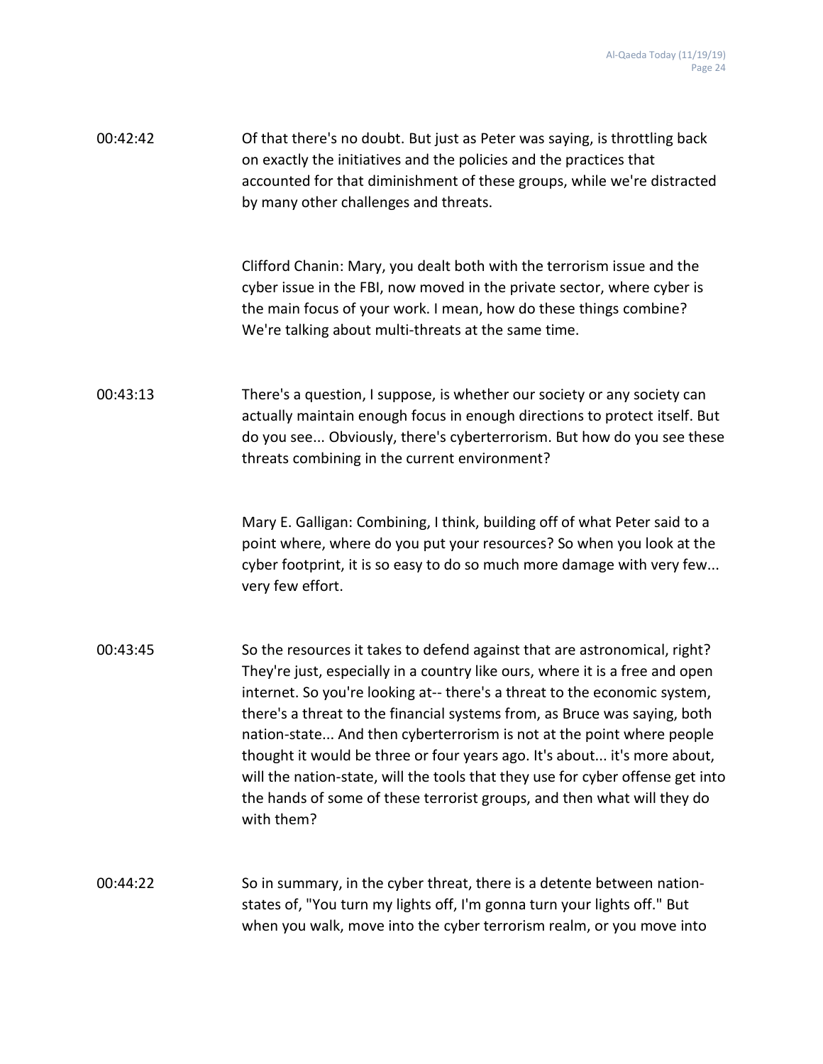00:42:42 Of that there's no doubt. But just as Peter was saying, is throttling back on exactly the initiatives and the policies and the practices that accounted for that diminishment of these groups, while we're distracted by many other challenges and threats.

Clifford Chanin: Mary, you dealt both with the terrorism issue and the cyber issue in the FBI, now moved in the private sector, where cyber is the main focus of your work. I mean, how do these things combine? We're talking about multi-threats at the same time.

00:43:13 There's a question, I suppose, is whether our society or any society can actually maintain enough focus in enough directions to protect itself. But do you see... Obviously, there's cyberterrorism. But how do you see these threats combining in the current environment?

Mary E. Galligan: Combining, I think, building off of what Peter said to a point where, where do you put your resources? So when you look at the cyber footprint, it is so easy to do so much more damage with very few... very few effort.

00:43:45 So the resources it takes to defend against that are astronomical, right? They're just, especially in a country like ours, where it is a free and open internet. So you're looking at-- there's a threat to the economic system, there's a threat to the financial systems from, as Bruce was saying, both nation-state... And then cyberterrorism is not at the point where people thought it would be three or four years ago. It's about... it's more about, will the nation-state, will the tools that they use for cyber offense get into the hands of some of these terrorist groups, and then what will they do with them?

00:44:22 So in summary, in the cyber threat, there is a detente between nation-states of, "You turn my lights off, I'm gonna turn your lights off." But when you walk, move into the cyber terrorism realm, or you move into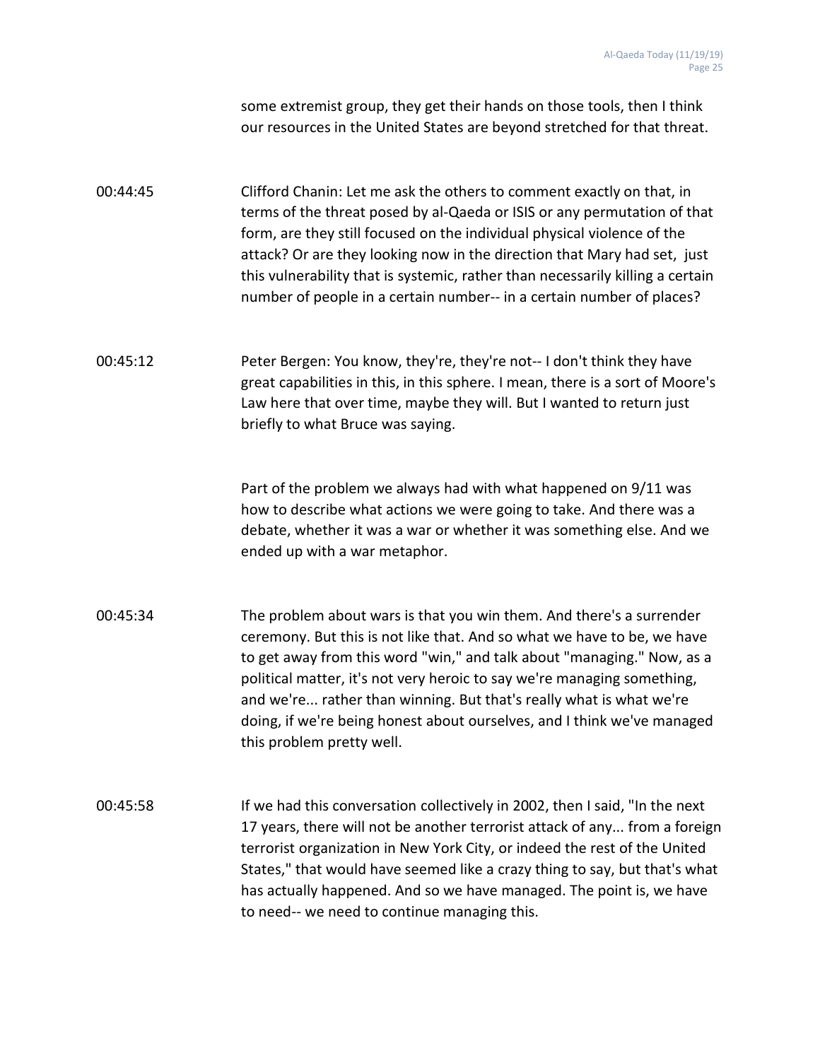some extremist group, they get their hands on those tools, then I think our resources in the United States are beyond stretched for that threat.

00:44:45 Clifford Chanin: Let me ask the others to comment exactly on that, in terms of the threat posed by al-Qaeda or ISIS or any permutation of that form, are they still focused on the individual physical violence of the attack? Or are they looking now in the direction that Mary had set, just this vulnerability that is systemic, rather than necessarily killing a certain number of people in a certain number-- in a certain number of places?

00:45:12 Peter Bergen: You know, they're, they're not-- I don't think they have great capabilities in this, in this sphere. I mean, there is a sort of Moore's Law here that over time, maybe they will. But I wanted to return just briefly to what Bruce was saying.

Part of the problem we always had with what happened on 9/11 was how to describe what actions we were going to take. And there was a debate, whether it was a war or whether it was something else. And we ended up with a war metaphor.

00:45:34 The problem about wars is that you win them. And there's a surrender ceremony. But this is not like that. And so what we have to be, we have to get away from this word "win," and talk about "managing." Now, as a political matter, it's not very heroic to say we're managing something, and we're... rather than winning. But that's really what is what we're doing, if we're being honest about ourselves, and I think we've managed this problem pretty well.

00:45:58 If we had this conversation collectively in 2002, then I said, "In the next 17 years, there will not be another terrorist attack of any... from a foreign terrorist organization in New York City, or indeed the rest of the United States," that would have seemed like a crazy thing to say, but that's what has actually happened. And so we have managed. The point is, we have to need-- we need to continue managing this.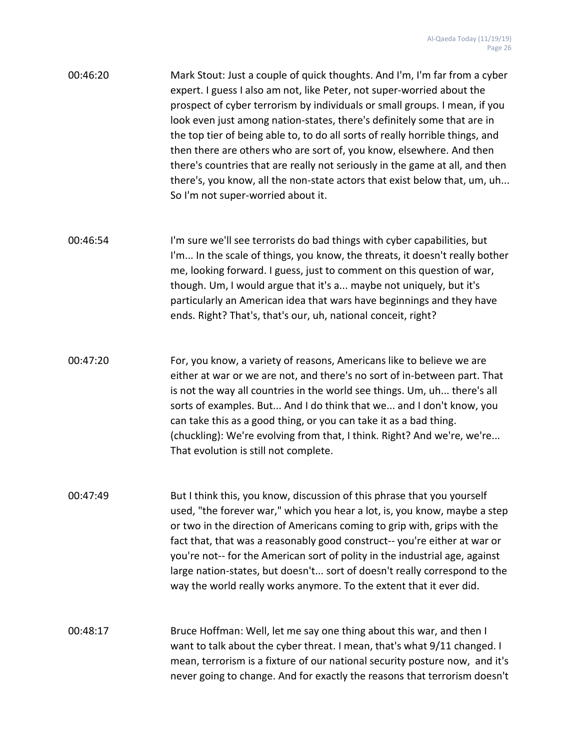00:46:20 Mark Stout: Just a couple of quick thoughts. And I'm, I'm far from a cyber expert. I guess I also am not, like Peter, not super-worried about the prospect of cyber terrorism by individuals or small groups. I mean, if you look even just among nation-states, there's definitely some that are in the top tier of being able to, to do all sorts of really horrible things, and then there are others who are sort of, you know, elsewhere. And then there's countries that are really not seriously in the game at all, and then there's, you know, all the non-state actors that exist below that, um, uh... So I'm not super-worried about it.

00:46:54 I'm sure we'll see terrorists do bad things with cyber capabilities, but I'm... In the scale of things, you know, the threats, it doesn't really bother me, looking forward. I guess, just to comment on this question of war, though. Um, I would argue that it's a... maybe not uniquely, but it's particularly an American idea that wars have beginnings and they have ends. Right? That's, that's our, uh, national conceit, right?

00:47:20 For, you know, a variety of reasons, Americans like to believe we are either at war or we are not, and there's no sort of in-between part. That is not the way all countries in the world see things. Um, uh... there's all sorts of examples. But... And I do think that we... and I don't know, you can take this as a good thing, or you can take it as a bad thing. (chuckling): We're evolving from that, I think. Right? And we're, we're... That evolution is still not complete.

00:47:49 But I think this, you know, discussion of this phrase that you yourself used, "the forever war," which you hear a lot, is, you know, maybe a step or two in the direction of Americans coming to grip with, grips with the fact that, that was a reasonably good construct-- you're either at war or you're not-- for the American sort of polity in the industrial age, against large nation-states, but doesn't... sort of doesn't really correspond to the way the world really works anymore. To the extent that it ever did.

00:48:17 Bruce Hoffman: Well, let me say one thing about this war, and then I want to talk about the cyber threat. I mean, that's what 9/11 changed. I mean, terrorism is a fixture of our national security posture now, and it's never going to change. And for exactly the reasons that terrorism doesn't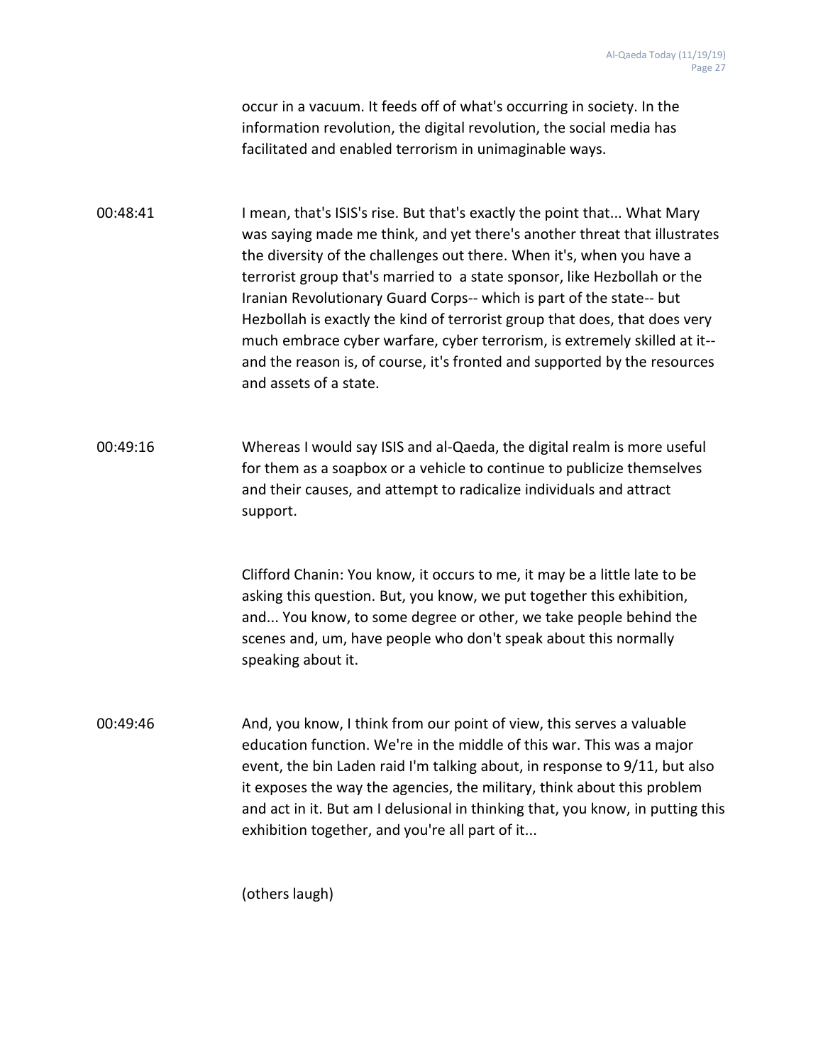occur in a vacuum. It feeds off of what's occurring in society. In the information revolution, the digital revolution, the social media has facilitated and enabled terrorism in unimaginable ways.

00:48:41 I mean, that's ISIS's rise. But that's exactly the point that... What Mary was saying made me think, and yet there's another threat that illustrates the diversity of the challenges out there. When it's, when you have a terrorist group that's married to a state sponsor, like Hezbollah or the Iranian Revolutionary Guard Corps-- which is part of the state-- but Hezbollah is exactly the kind of terrorist group that does, that does very much embrace cyber warfare, cyber terrorism, is extremely skilled at it-- and the reason is, of course, it's fronted and supported by the resources and assets of a state.

00:49:16 Whereas I would say ISIS and al-Qaeda, the digital realm is more useful for them as a soapbox or a vehicle to continue to publicize themselves and their causes, and attempt to radicalize individuals and attract support.

Clifford Chanin: You know, it occurs to me, it may be a little late to be asking this question. But, you know, we put together this exhibition, and... You know, to some degree or other, we take people behind the scenes and, um, have people who don't speak about this normally speaking about it.

00:49:46 And, you know, I think from our point of view, this serves a valuable education function. We're in the middle of this war. This was a major event, the bin Laden raid I'm talking about, in response to 9/11, but also it exposes the way the agencies, the military, think about this problem and act in it. But am I delusional in thinking that, you know, in putting this exhibition together, and you're all part of it...

(others laugh)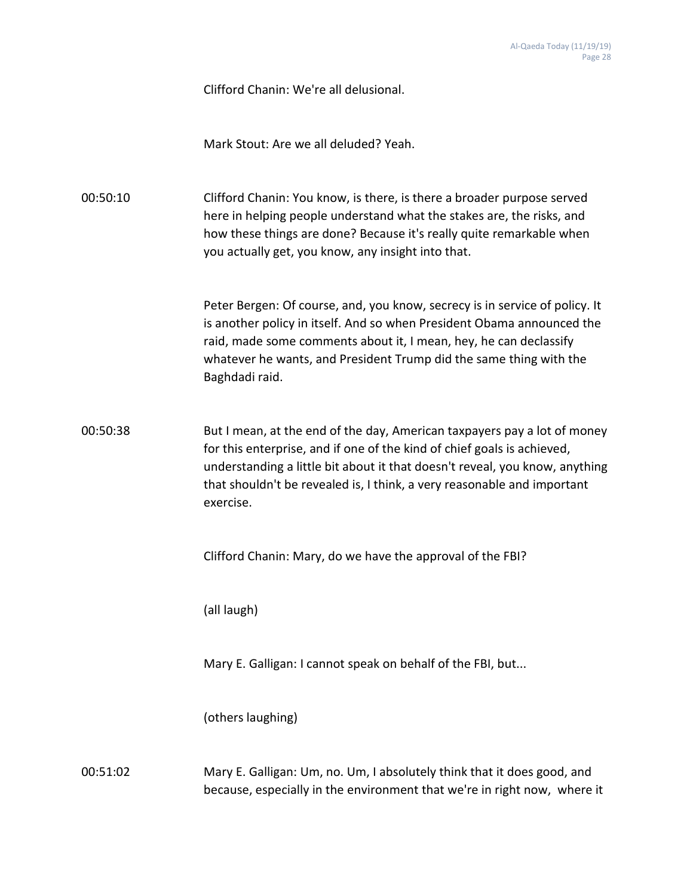Clifford Chanin: We're all delusional.

Mark Stout: Are we all deluded? Yeah.

00:50:10 Clifford Chanin: You know, is there, is there a broader purpose served here in helping people understand what the stakes are, the risks, and how these things are done? Because it's really quite remarkable when you actually get, you know, any insight into that.

Peter Bergen: Of course, and, you know, secrecy is in service of policy. It is another policy in itself. And so when President Obama announced the raid, made some comments about it, I mean, hey, he can declassify whatever he wants, and President Trump did the same thing with the Baghdadi raid.

00:50:38 But I mean, at the end of the day, American taxpayers pay a lot of money for this enterprise, and if one of the kind of chief goals is achieved, understanding a little bit about it that doesn't reveal, you know, anything that shouldn't be revealed is, I think, a very reasonable and important exercise.

Clifford Chanin: Mary, do we have the approval of the FBI?

(all laugh)

Mary E. Galligan: I cannot speak on behalf of the FBI, but...

(others laughing)

00:51:02 Mary E. Galligan: Um, no. Um, I absolutely think that it does good, and because, especially in the environment that we're in right now, where it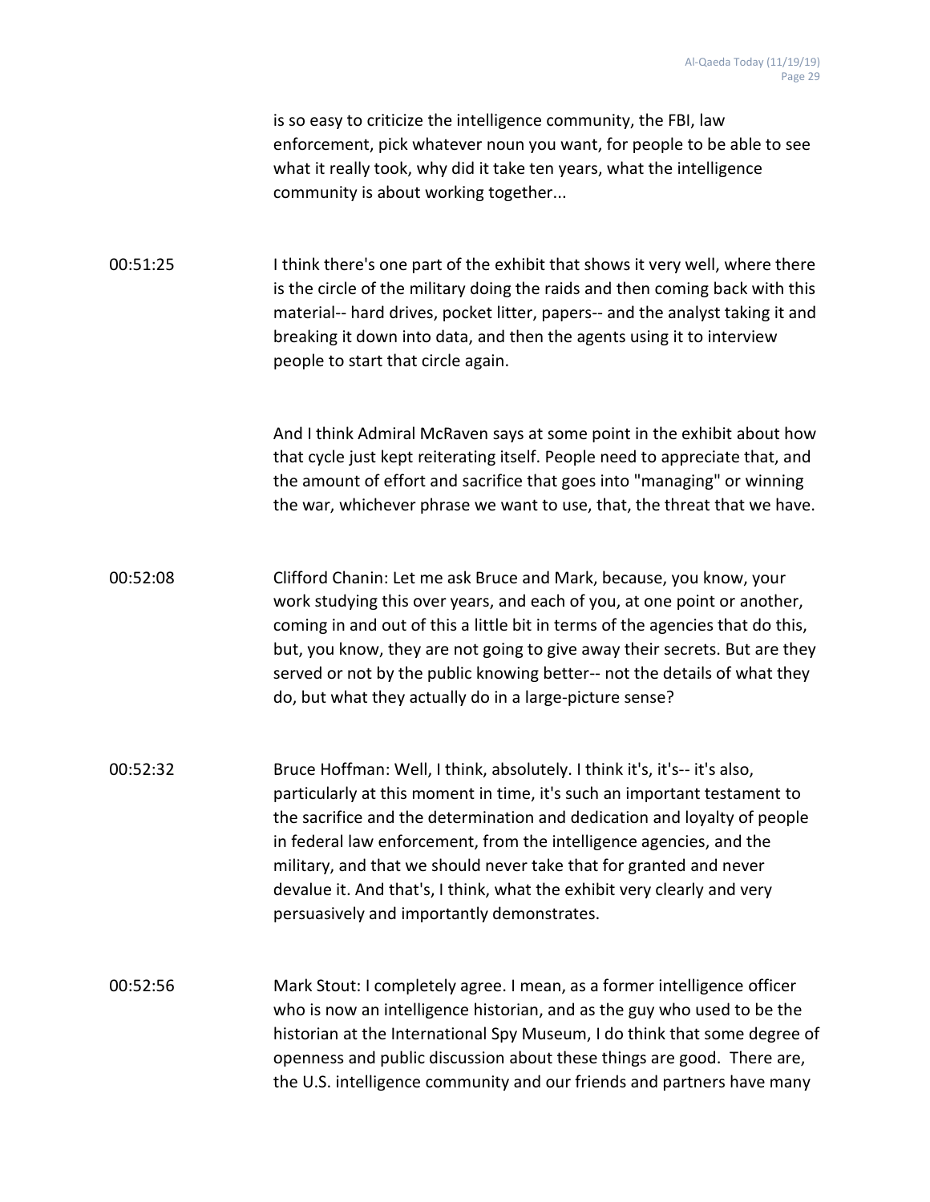is so easy to criticize the intelligence community, the FBI, law enforcement, pick whatever noun you want, for people to be able to see what it really took, why did it take ten years, what the intelligence community is about working together...

00:51:25 I think there's one part of the exhibit that shows it very well, where there is the circle of the military doing the raids and then coming back with this material-- hard drives, pocket litter, papers-- and the analyst taking it and breaking it down into data, and then the agents using it to interview people to start that circle again.

And I think Admiral McRaven says at some point in the exhibit about how that cycle just kept reiterating itself. People need to appreciate that, and the amount of effort and sacrifice that goes into "managing" or winning the war, whichever phrase we want to use, that, the threat that we have.

00:52:08 Clifford Chanin: Let me ask Bruce and Mark, because, you know, your work studying this over years, and each of you, at one point or another, coming in and out of this a little bit in terms of the agencies that do this, but, you know, they are not going to give away their secrets. But are they served or not by the public knowing better-- not the details of what they do, but what they actually do in a large-picture sense?

00:52:32 Bruce Hoffman: Well, I think, absolutely. I think it's, it's-- it's also, particularly at this moment in time, it's such an important testament to the sacrifice and the determination and dedication and loyalty of people in federal law enforcement, from the intelligence agencies, and the military, and that we should never take that for granted and never devalue it. And that's, I think, what the exhibit very clearly and very persuasively and importantly demonstrates.

00:52:56 Mark Stout: I completely agree. I mean, as a former intelligence officer who is now an intelligence historian, and as the guy who used to be the historian at the International Spy Museum, I do think that some degree of openness and public discussion about these things are good. There are, the U.S. intelligence community and our friends and partners have many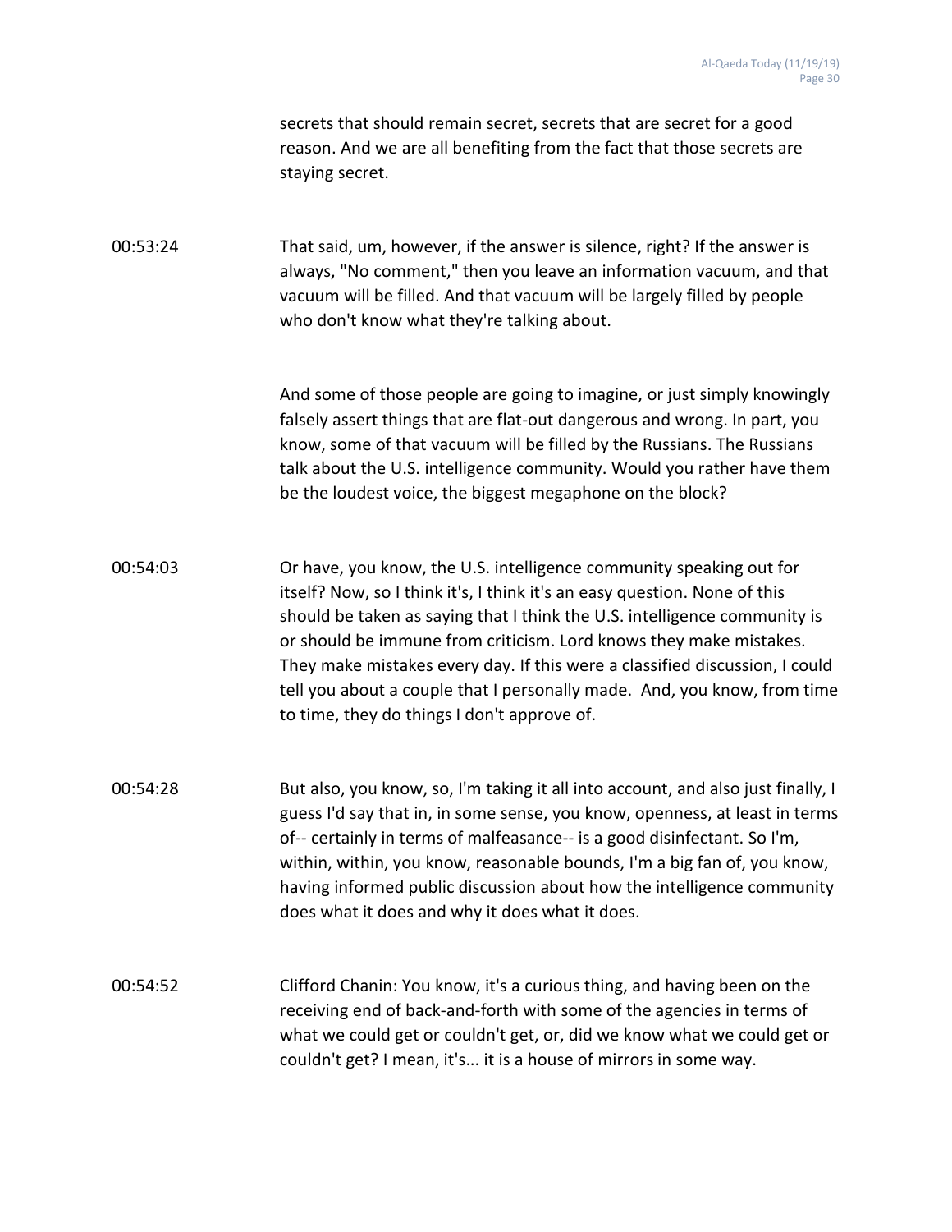secrets that should remain secret, secrets that are secret for a good reason. And we are all benefiting from the fact that those secrets are staying secret.

00:53:24 That said, um, however, if the answer is silence, right? If the answer is always, "No comment," then you leave an information vacuum, and that vacuum will be filled. And that vacuum will be largely filled by people who don't know what they're talking about.

And some of those people are going to imagine, or just simply knowingly falsely assert things that are flat-out dangerous and wrong. In part, you know, some of that vacuum will be filled by the Russians. The Russians talk about the U.S. intelligence community. Would you rather have them be the loudest voice, the biggest megaphone on the block?

00:54:03 Or have, you know, the U.S. intelligence community speaking out for itself? Now, so I think it's, I think it's an easy question. None of this should be taken as saying that I think the U.S. intelligence community is or should be immune from criticism. Lord knows they make mistakes. They make mistakes every day. If this were a classified discussion, I could tell you about a couple that I personally made. And, you know, from time to time, they do things I don't approve of.

00:54:28 But also, you know, so, I'm taking it all into account, and also just finally, I guess I'd say that in, in some sense, you know, openness, at least in terms of-- certainly in terms of malfeasance-- is a good disinfectant. So I'm, within, within, you know, reasonable bounds, I'm a big fan of, you know, having informed public discussion about how the intelligence community does what it does and why it does what it does.

00:54:52 Clifford Chanin: You know, it's a curious thing, and having been on the receiving end of back-and-forth with some of the agencies in terms of what we could get or couldn't get, or, did we know what we could get or couldn't get? I mean, it's... it is a house of mirrors in some way.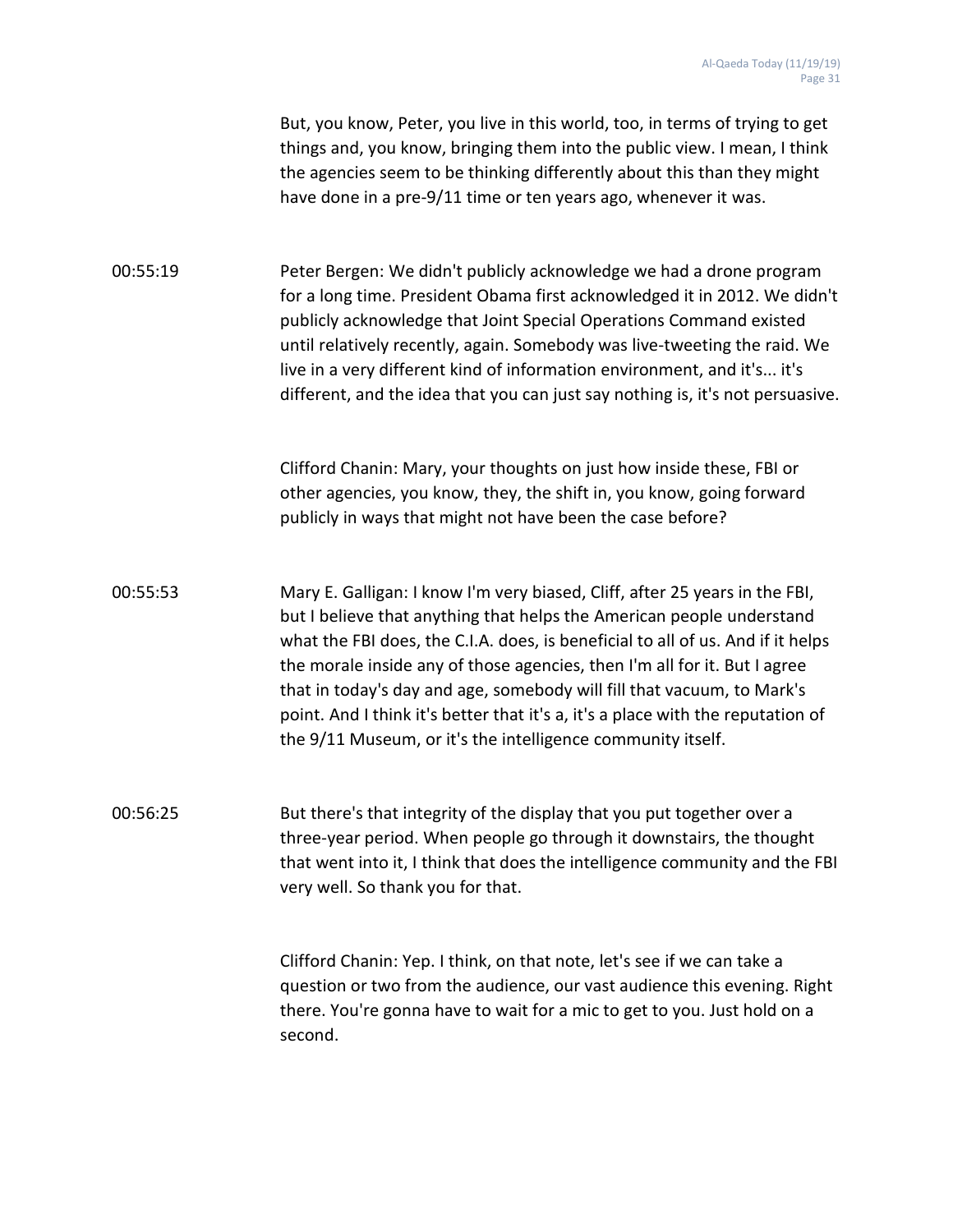But, you know, Peter, you live in this world, too, in terms of trying to get things and, you know, bringing them into the public view. I mean, I think the agencies seem to be thinking differently about this than they might have done in a pre-9/11 time or ten years ago, whenever it was.

00:55:19 Peter Bergen: We didn't publicly acknowledge we had a drone program for a long time. President Obama first acknowledged it in 2012. We didn't publicly acknowledge that Joint Special Operations Command existed until relatively recently, again. Somebody was live-tweeting the raid. We live in a very different kind of information environment, and it's... it's different, and the idea that you can just say nothing is, it's not persuasive.

Clifford Chanin: Mary, your thoughts on just how inside these, FBI or other agencies, you know, they, the shift in, you know, going forward publicly in ways that might not have been the case before?

00:55:53 Mary E. Galligan: I know I'm very biased, Cliff, after 25 years in the FBI, but I believe that anything that helps the American people understand what the FBI does, the C.I.A. does, is beneficial to all of us. And if it helps the morale inside any of those agencies, then I'm all for it. But I agree that in today's day and age, somebody will fill that vacuum, to Mark's point. And I think it's better that it's a, it's a place with the reputation of the 9/11 Museum, or it's the intelligence community itself.

00:56:25 But there's that integrity of the display that you put together over a three-year period. When people go through it downstairs, the thought that went into it, I think that does the intelligence community and the FBI very well. So thank you for that.

Clifford Chanin: Yep. I think, on that note, let's see if we can take a question or two from the audience, our vast audience this evening. Right there. You're gonna have to wait for a mic to get to you. Just hold on a second.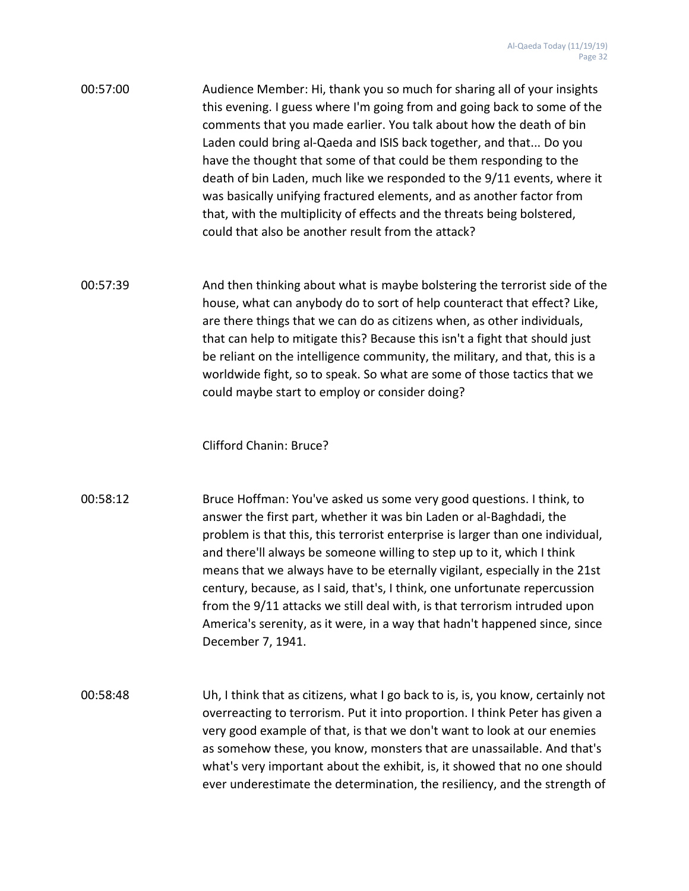00:57:00 Audience Member: Hi, thank you so much for sharing all of your insights this evening. I guess where I'm going from and going back to some of the comments that you made earlier. You talk about how the death of bin Laden could bring al-Qaeda and ISIS back together, and that... Do you have the thought that some of that could be them responding to the death of bin Laden, much like we responded to the 9/11 events, where it was basically unifying fractured elements, and as another factor from that, with the multiplicity of effects and the threats being bolstered, could that also be another result from the attack?

00:57:39 And then thinking about what is maybe bolstering the terrorist side of the house, what can anybody do to sort of help counteract that effect? Like, are there things that we can do as citizens when, as other individuals, that can help to mitigate this? Because this isn't a fight that should just be reliant on the intelligence community, the military, and that, this is a worldwide fight, so to speak. So what are some of those tactics that we could maybe start to employ or consider doing?

Clifford Chanin: Bruce?

00:58:12 Bruce Hoffman: You've asked us some very good questions. I think, to answer the first part, whether it was bin Laden or al-Baghdadi, the problem is that this, this terrorist enterprise is larger than one individual, and there'll always be someone willing to step up to it, which I think means that we always have to be eternally vigilant, especially in the 21st century, because, as I said, that's, I think, one unfortunate repercussion from the 9/11 attacks we still deal with, is that terrorism intruded upon America's serenity, as it were, in a way that hadn't happened since, since December 7, 1941.

00:58:48 Uh, I think that as citizens, what I go back to is, is, you know, certainly not overreacting to terrorism. Put it into proportion. I think Peter has given a very good example of that, is that we don't want to look at our enemies as somehow these, you know, monsters that are unassailable. And that's what's very important about the exhibit, is, it showed that no one should ever underestimate the determination, the resiliency, and the strength of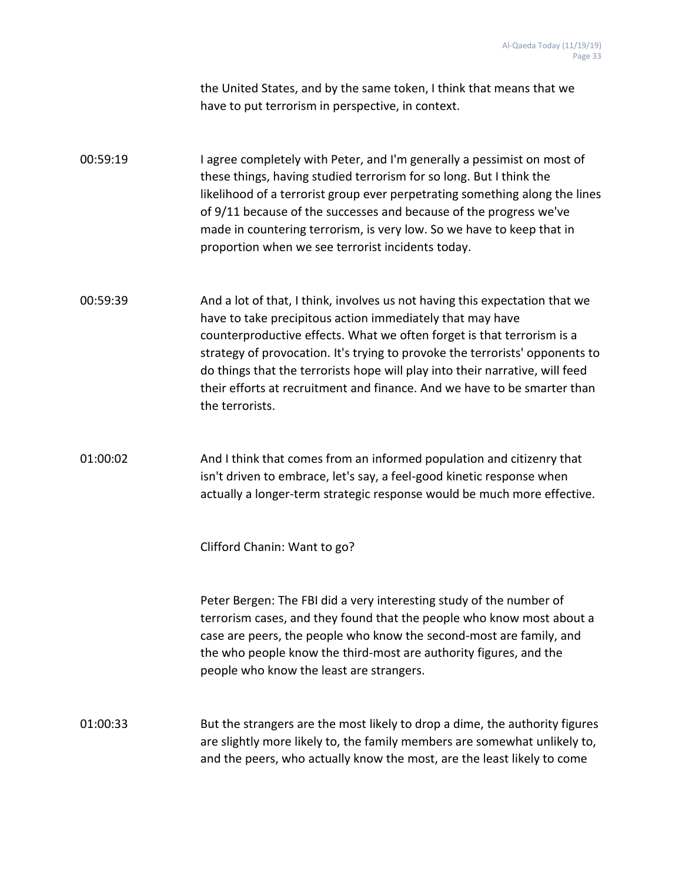the United States, and by the same token, I think that means that we have to put terrorism in perspective, in context.

00:59:19 I agree completely with Peter, and I'm generally a pessimist on most of these things, having studied terrorism for so long. But I think the likelihood of a terrorist group ever perpetrating something along the lines of 9/11 because of the successes and because of the progress we've made in countering terrorism, is very low. So we have to keep that in proportion when we see terrorist incidents today.

00:59:39 And a lot of that, I think, involves us not having this expectation that we have to take precipitous action immediately that may have counterproductive effects. What we often forget is that terrorism is a strategy of provocation. It's trying to provoke the terrorists' opponents to do things that the terrorists hope will play into their narrative, will feed their efforts at recruitment and finance. And we have to be smarter than the terrorists.

01:00:02 And I think that comes from an informed population and citizenry that isn't driven to embrace, let's say, a feel-good kinetic response when actually a longer-term strategic response would be much more effective.

Clifford Chanin: Want to go?

Peter Bergen: The FBI did a very interesting study of the number of terrorism cases, and they found that the people who know most about a case are peers, the people who know the second-most are family, and the who people know the third-most are authority figures, and the people who know the least are strangers.

01:00:33 But the strangers are the most likely to drop a dime, the authority figures are slightly more likely to, the family members are somewhat unlikely to, and the peers, who actually know the most, are the least likely to come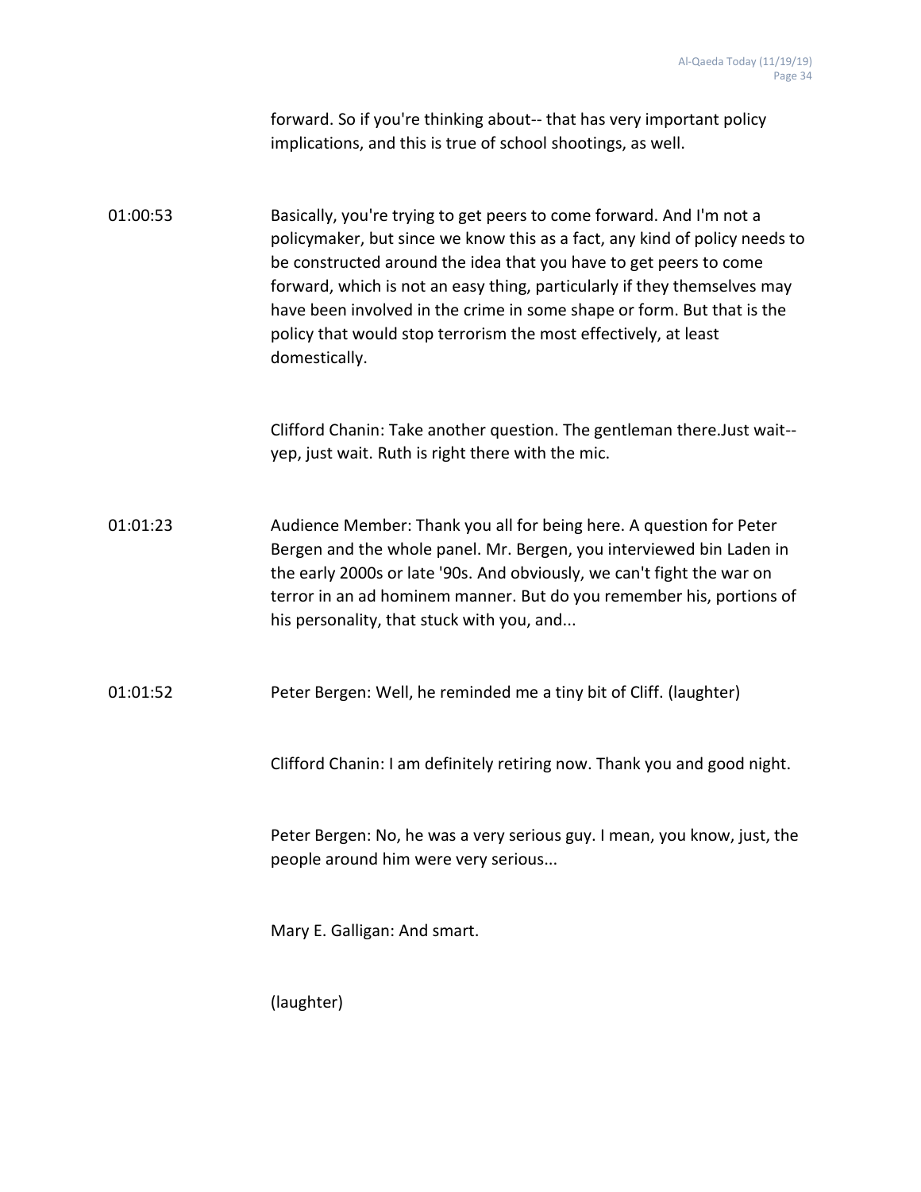forward. So if you're thinking about-- that has very important policy implications, and this is true of school shootings, as well.

01:00:53 Basically, you're trying to get peers to come forward. And I'm not a policymaker, but since we know this as a fact, any kind of policy needs to be constructed around the idea that you have to get peers to come forward, which is not an easy thing, particularly if they themselves may have been involved in the crime in some shape or form. But that is the policy that would stop terrorism the most effectively, at least domestically.

Clifford Chanin: Take another question. The gentleman there.Just wait-- yep, just wait. Ruth is right there with the mic.

01:01:23 Audience Member: Thank you all for being here. A question for Peter Bergen and the whole panel. Mr. Bergen, you interviewed bin Laden in the early 2000s or late '90s. And obviously, we can't fight the war on terror in an ad hominem manner. But do you remember his, portions of his personality, that stuck with you, and...

01:01:52 Peter Bergen: Well, he reminded me a tiny bit of Cliff. (laughter)

Clifford Chanin: I am definitely retiring now. Thank you and good night.

Peter Bergen: No, he was a very serious guy. I mean, you know, just, the people around him were very serious...

Mary E. Galligan: And smart.

(laughter)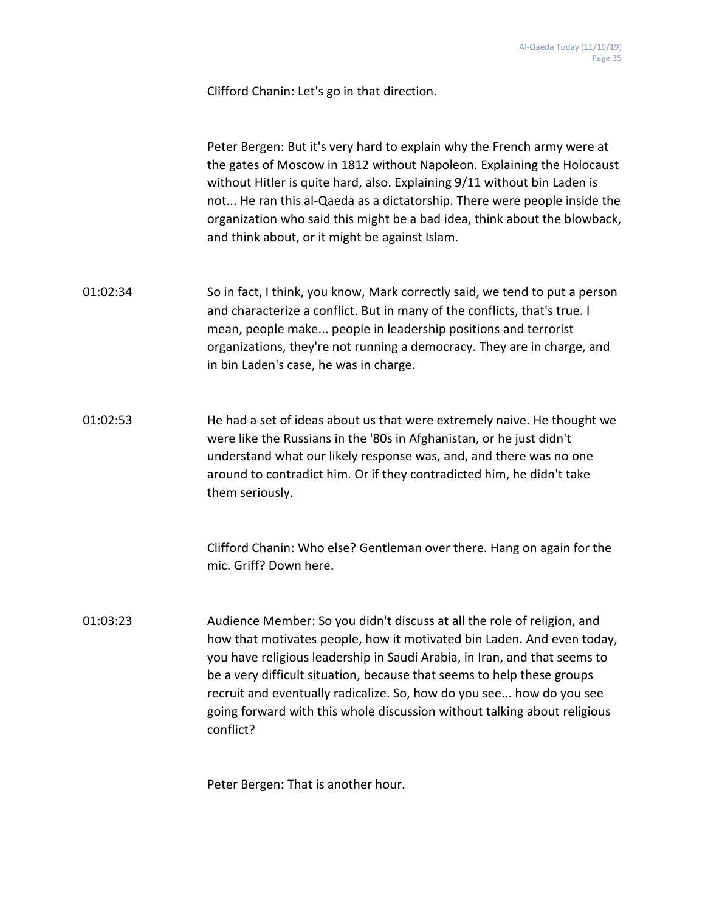Clifford Chanin: Let's go in that direction.

Peter Bergen: But it's very hard to explain why the French army were at the gates of Moscow in 1812 without Napoleon. Explaining the Holocaust without Hitler is quite hard, also. Explaining 9/11 without bin Laden is not... He ran this al-Qaeda as a dictatorship. There were people inside the organization who said this might be a bad idea, think about the blowback, and think about, or it might be against Islam.

01:02:34 So in fact, I think, you know, Mark correctly said, we tend to put a person and characterize a conflict. But in many of the conflicts, that's true. I mean, people make... people in leadership positions and terrorist organizations, they're not running a democracy. They are in charge, and in bin Laden's case, he was in charge.

01:02:53 He had a set of ideas about us that were extremely naive. He thought we were like the Russians in the '80s in Afghanistan, or he just didn't understand what our likely response was, and, and there was no one around to contradict him. Or if they contradicted him, he didn't take them seriously.

Clifford Chanin: Who else? Gentleman over there. Hang on again for the mic. Griff? Down here.

01:03:23 Audience Member: So you didn't discuss at all the role of religion, and how that motivates people, how it motivated bin Laden. And even today, you have religious leadership in Saudi Arabia, in Iran, and that seems to be a very difficult situation, because that seems to help these groups recruit and eventually radicalize. So, how do you see... how do you see going forward with this whole discussion without talking about religious conflict?

Peter Bergen: That is another hour.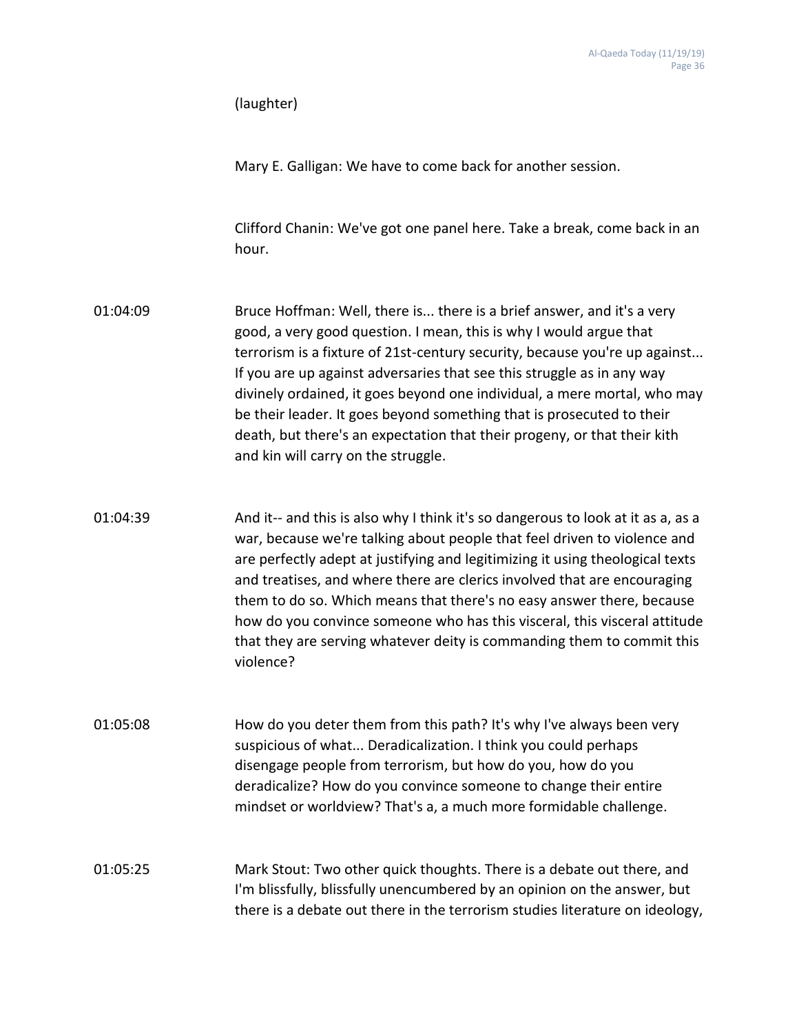(laughter)

Mary E. Galligan: We have to come back for another session.

Clifford Chanin: We've got one panel here. Take a break, come back in an hour.

01:04:09 Bruce Hoffman: Well, there is... there is a brief answer, and it's a very good, a very good question. I mean, this is why I would argue that terrorism is a fixture of 21st-century security, because you're up against... If you are up against adversaries that see this struggle as in any way divinely ordained, it goes beyond one individual, a mere mortal, who may be their leader. It goes beyond something that is prosecuted to their death, but there's an expectation that their progeny, or that their kith and kin will carry on the struggle.

01:04:39 And it-- and this is also why I think it's so dangerous to look at it as a, as a war, because we're talking about people that feel driven to violence and are perfectly adept at justifying and legitimizing it using theological texts and treatises, and where there are clerics involved that are encouraging them to do so. Which means that there's no easy answer there, because how do you convince someone who has this visceral, this visceral attitude that they are serving whatever deity is commanding them to commit this violence?

01:05:08 How do you deter them from this path? It's why I've always been very suspicious of what... Deradicalization. I think you could perhaps disengage people from terrorism, but how do you, how do you deradicalize? How do you convince someone to change their entire mindset or worldview? That's a, a much more formidable challenge.

01:05:25 Mark Stout: Two other quick thoughts. There is a debate out there, and I'm blissfully, blissfully unencumbered by an opinion on the answer, but there is a debate out there in the terrorism studies literature on ideology,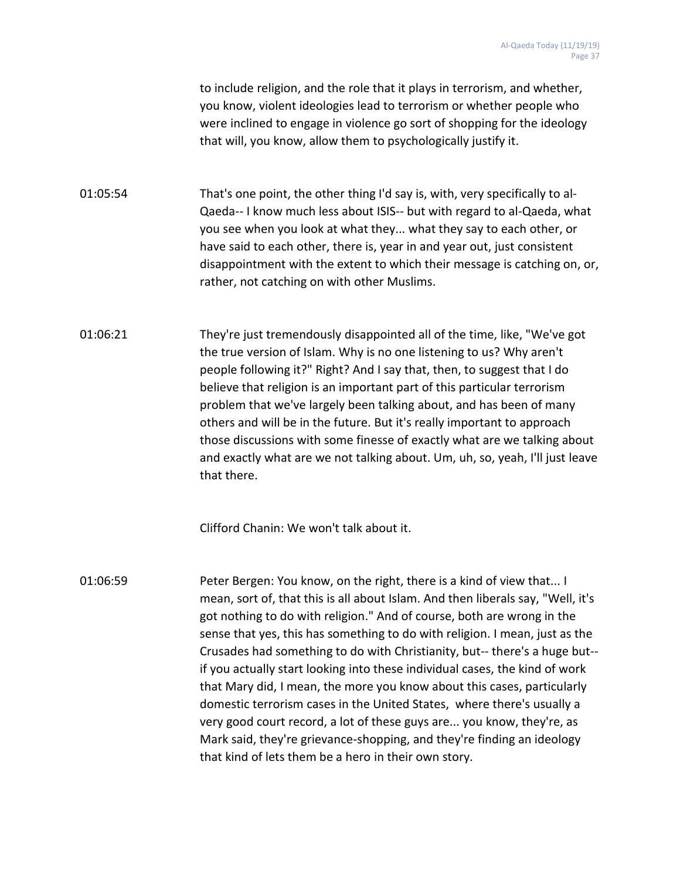to include religion, and the role that it plays in terrorism, and whether, you know, violent ideologies lead to terrorism or whether people who were inclined to engage in violence go sort of shopping for the ideology that will, you know, allow them to psychologically justify it.

01:05:54 That's one point, the other thing I'd say is, with, very specifically to al-Qaeda-- I know much less about ISIS-- but with regard to al-Qaeda, what you see when you look at what they... what they say to each other, or have said to each other, there is, year in and year out, just consistent disappointment with the extent to which their message is catching on, or, rather, not catching on with other Muslims.

01:06:21 They're just tremendously disappointed all of the time, like, "We've got the true version of Islam. Why is no one listening to us? Why aren't people following it?" Right? And I say that, then, to suggest that I do believe that religion is an important part of this particular terrorism problem that we've largely been talking about, and has been of many others and will be in the future. But it's really important to approach those discussions with some finesse of exactly what are we talking about and exactly what are we not talking about. Um, uh, so, yeah, I'll just leave that there.

Clifford Chanin: We won't talk about it.

01:06:59 Peter Bergen: You know, on the right, there is a kind of view that... I mean, sort of, that this is all about Islam. And then liberals say, "Well, it's got nothing to do with religion." And of course, both are wrong in the sense that yes, this has something to do with religion. I mean, just as the Crusades had something to do with Christianity, but-- there's a huge but-- if you actually start looking into these individual cases, the kind of work that Mary did, I mean, the more you know about this cases, particularly domestic terrorism cases in the United States, where there's usually a very good court record, a lot of these guys are... you know, they're, as Mark said, they're grievance-shopping, and they're finding an ideology that kind of lets them be a hero in their own story.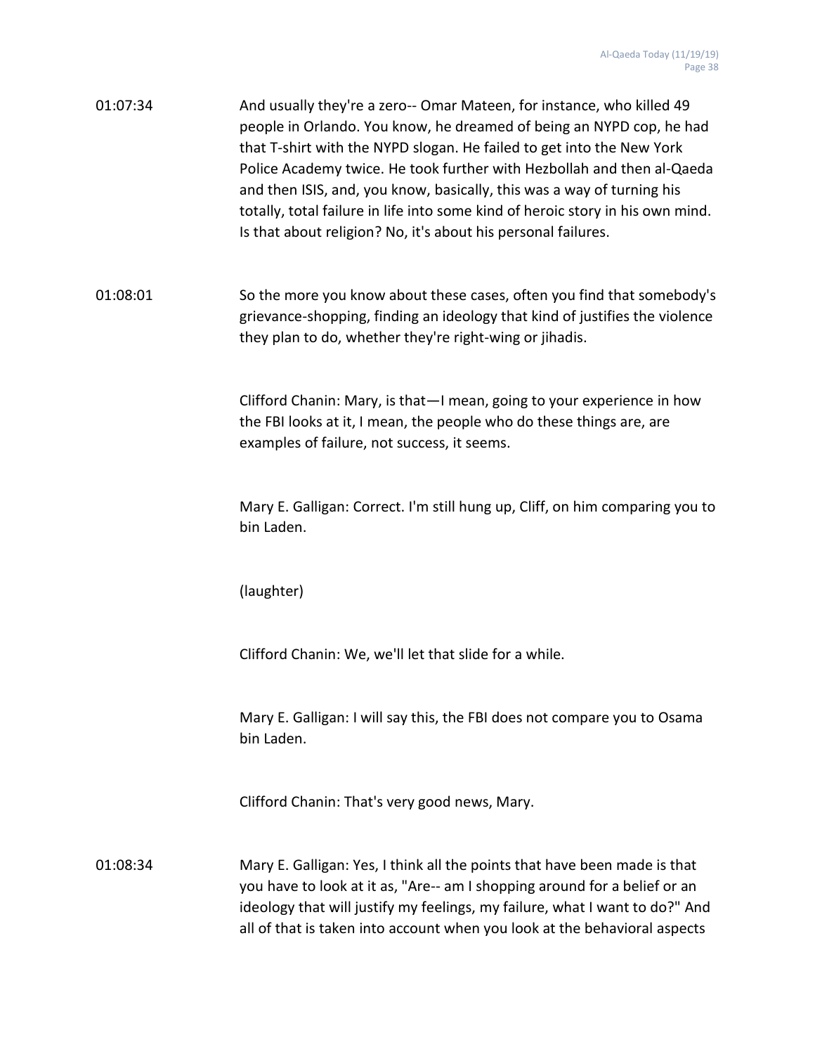01:07:34 And usually they're a zero-- Omar Mateen, for instance, who killed 49 people in Orlando. You know, he dreamed of being an NYPD cop, he had that T-shirt with the NYPD slogan. He failed to get into the New York Police Academy twice. He took further with Hezbollah and then al-Qaeda and then ISIS, and, you know, basically, this was a way of turning his totally, total failure in life into some kind of heroic story in his own mind. Is that about religion? No, it's about his personal failures.

01:08:01 So the more you know about these cases, often you find that somebody's grievance-shopping, finding an ideology that kind of justifies the violence they plan to do, whether they're right-wing or jihadis.

Clifford Chanin: Mary, is that—I mean, going to your experience in how the FBI looks at it, I mean, the people who do these things are, are examples of failure, not success, it seems.

Mary E. Galligan: Correct. I'm still hung up, Cliff, on him comparing you to bin Laden.

(laughter)

Clifford Chanin: We, we'll let that slide for a while.

Mary E. Galligan: I will say this, the FBI does not compare you to Osama bin Laden.

Clifford Chanin: That's very good news, Mary.

01:08:34 Mary E. Galligan: Yes, I think all the points that have been made is that you have to look at it as, "Are-- am I shopping around for a belief or an ideology that will justify my feelings, my failure, what I want to do?" And all of that is taken into account when you look at the behavioral aspects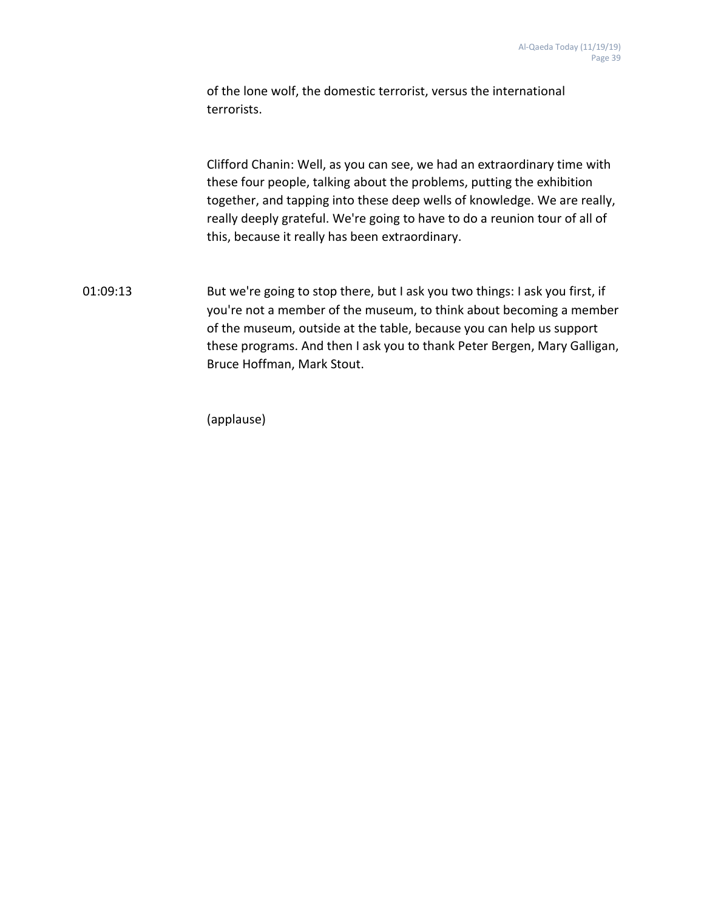of the lone wolf, the domestic terrorist, versus the international terrorists.

Clifford Chanin: Well, as you can see, we had an extraordinary time with these four people, talking about the problems, putting the exhibition together, and tapping into these deep wells of knowledge. We are really, really deeply grateful. We're going to have to do a reunion tour of all of this, because it really has been extraordinary.

01:09:13 But we're going to stop there, but I ask you two things: I ask you first, if you're not a member of the museum, to think about becoming a member of the museum, outside at the table, because you can help us support these programs. And then I ask you to thank Peter Bergen, Mary Galligan, Bruce Hoffman, Mark Stout.

(applause)